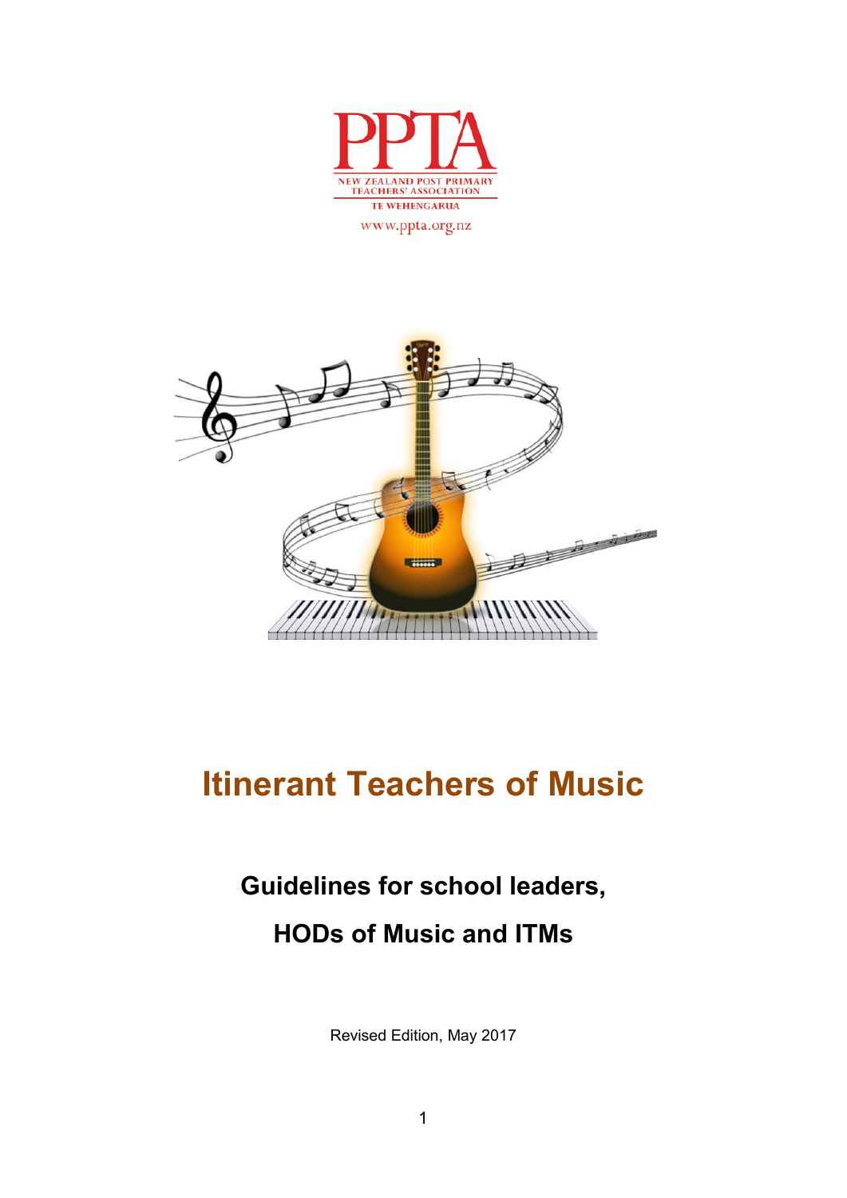PPTA

NEW ZEALAND POST PRIMARY TEACHERS' ASSOCIATION

TE WEHENGARUA

www.ppta.org.nz

# Itinerant Teachers of Music

## Guidelines for school leaders, HODs of Music and ITMs

Revised Edition, May 2017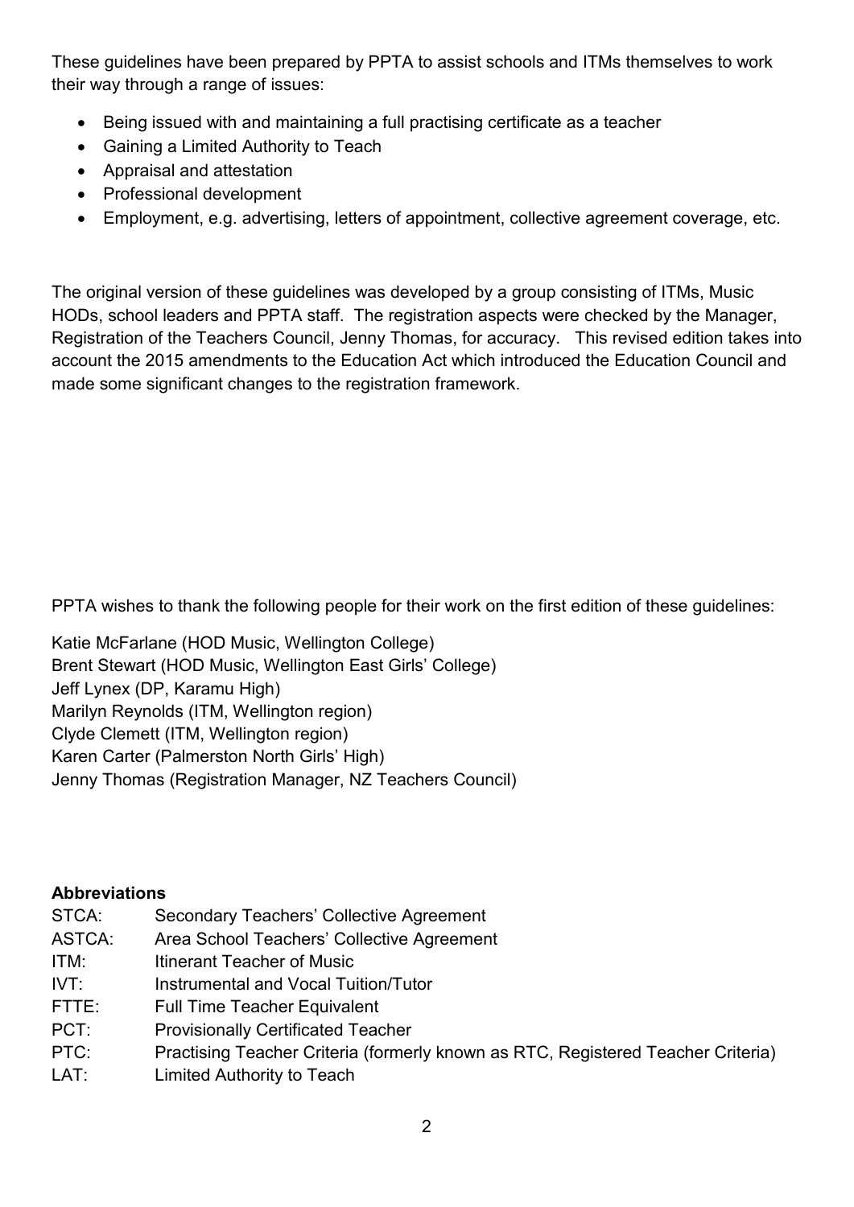These guidelines have been prepared by PPTA to assist schools and ITMs themselves to work their way through a range of issues:

- Being issued with and maintaining a full practising certificate as a teacher
- Gaining a Limited Authority to Teach
- Appraisal and attestation
- Professional development
- Employment, e.g. advertising, letters of appointment, collective agreement coverage, etc.

The original version of these guidelines was developed by a group consisting of ITMs, Music HODs, school leaders and PPTA staff. The registration aspects were checked by the Manager, Registration of the Teachers Council, Jenny Thomas, for accuracy. This revised edition takes into account the 2015 amendments to the Education Act which introduced the Education Council and made some significant changes to the registration framework.

PPTA wishes to thank the following people for their work on the first edition of these guidelines:

Katie McFarlane (HOD Music, Wellington College)
Brent Stewart (HOD Music, Wellington East Girls' College)
Jeff Lynex (DP, Karamu High)
Marilyn Reynolds (ITM, Wellington region)
Clyde Clemett (ITM, Wellington region)
Karen Carter (Palmerston North Girls' High)
Jenny Thomas (Registration Manager, NZ Teachers Council)

**Abbreviations**

| | |
|---|---|
| STCA: | Secondary Teachers' Collective Agreement |
| ASTCA: | Area School Teachers' Collective Agreement |
| ITM: | Itinerant Teacher of Music |
| IVT: | Instrumental and Vocal Tuition/Tutor |
| FTTE: | Full Time Teacher Equivalent |
| PCT: | Provisionally Certificated Teacher |
| PTC: | Practising Teacher Criteria (formerly known as RTC, Registered Teacher Criteria) |
| LAT: | Limited Authority to Teach |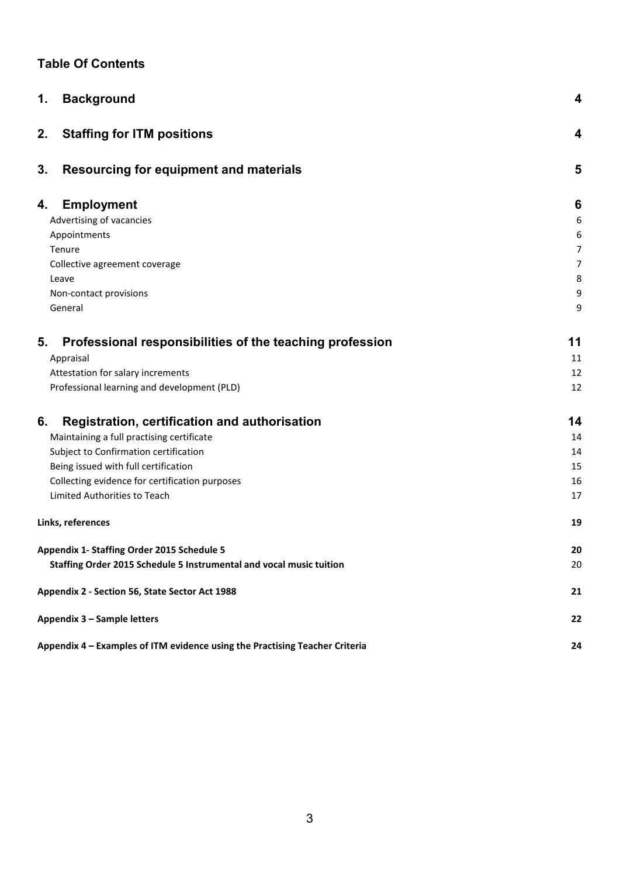## Table Of Contents

| | |
|---|---|
| **1. Background** | **4** |
| **2. Staffing for ITM positions** | **4** |
| **3. Resourcing for equipment and materials** | **5** |
| **4. Employment** | **6** |
| Advertising of vacancies | 6 |
| Appointments | 6 |
| Tenure | 7 |
| Collective agreement coverage | 7 |
| Leave | 8 |
| Non-contact provisions | 9 |
| General | 9 |
| **5. Professional responsibilities of the teaching profession** | **11** |
| Appraisal | 11 |
| Attestation for salary increments | 12 |
| Professional learning and development (PLD) | 12 |
| **6. Registration, certification and authorisation** | **14** |
| Maintaining a full practising certificate | 14 |
| Subject to Confirmation certification | 14 |
| Being issued with full certification | 15 |
| Collecting evidence for certification purposes | 16 |
| Limited Authorities to Teach | 17 |
| **Links, references** | **19** |
| **Appendix 1- Staffing Order 2015 Schedule 5** | **20** |
| **Staffing Order 2015 Schedule 5 Instrumental and vocal music tuition** | 20 |
| **Appendix 2 - Section 56, State Sector Act 1988** | **21** |
| **Appendix 3 – Sample letters** | **22** |
| **Appendix 4 – Examples of ITM evidence using the Practising Teacher Criteria** | **24** |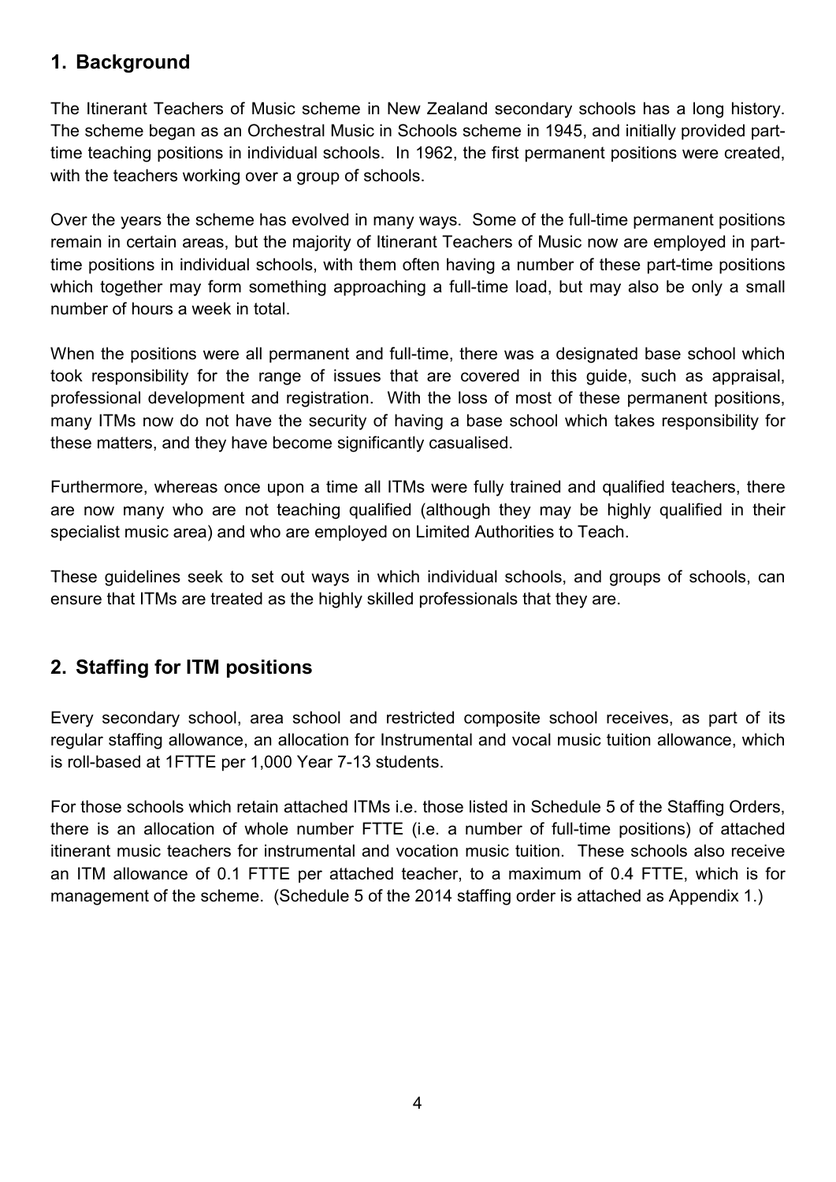## 1. Background

The Itinerant Teachers of Music scheme in New Zealand secondary schools has a long history. The scheme began as an Orchestral Music in Schools scheme in 1945, and initially provided part-time teaching positions in individual schools. In 1962, the first permanent positions were created, with the teachers working over a group of schools.

Over the years the scheme has evolved in many ways. Some of the full-time permanent positions remain in certain areas, but the majority of Itinerant Teachers of Music now are employed in part-time positions in individual schools, with them often having a number of these part-time positions which together may form something approaching a full-time load, but may also be only a small number of hours a week in total.

When the positions were all permanent and full-time, there was a designated base school which took responsibility for the range of issues that are covered in this guide, such as appraisal, professional development and registration. With the loss of most of these permanent positions, many ITMs now do not have the security of having a base school which takes responsibility for these matters, and they have become significantly casualised.

Furthermore, whereas once upon a time all ITMs were fully trained and qualified teachers, there are now many who are not teaching qualified (although they may be highly qualified in their specialist music area) and who are employed on Limited Authorities to Teach.

These guidelines seek to set out ways in which individual schools, and groups of schools, can ensure that ITMs are treated as the highly skilled professionals that they are.

## 2. Staffing for ITM positions

Every secondary school, area school and restricted composite school receives, as part of its regular staffing allowance, an allocation for Instrumental and vocal music tuition allowance, which is roll-based at 1FTTE per 1,000 Year 7-13 students.

For those schools which retain attached ITMs i.e. those listed in Schedule 5 of the Staffing Orders, there is an allocation of whole number FTTE (i.e. a number of full-time positions) of attached itinerant music teachers for instrumental and vocation music tuition. These schools also receive an ITM allowance of 0.1 FTTE per attached teacher, to a maximum of 0.4 FTTE, which is for management of the scheme. (Schedule 5 of the 2014 staffing order is attached as Appendix 1.)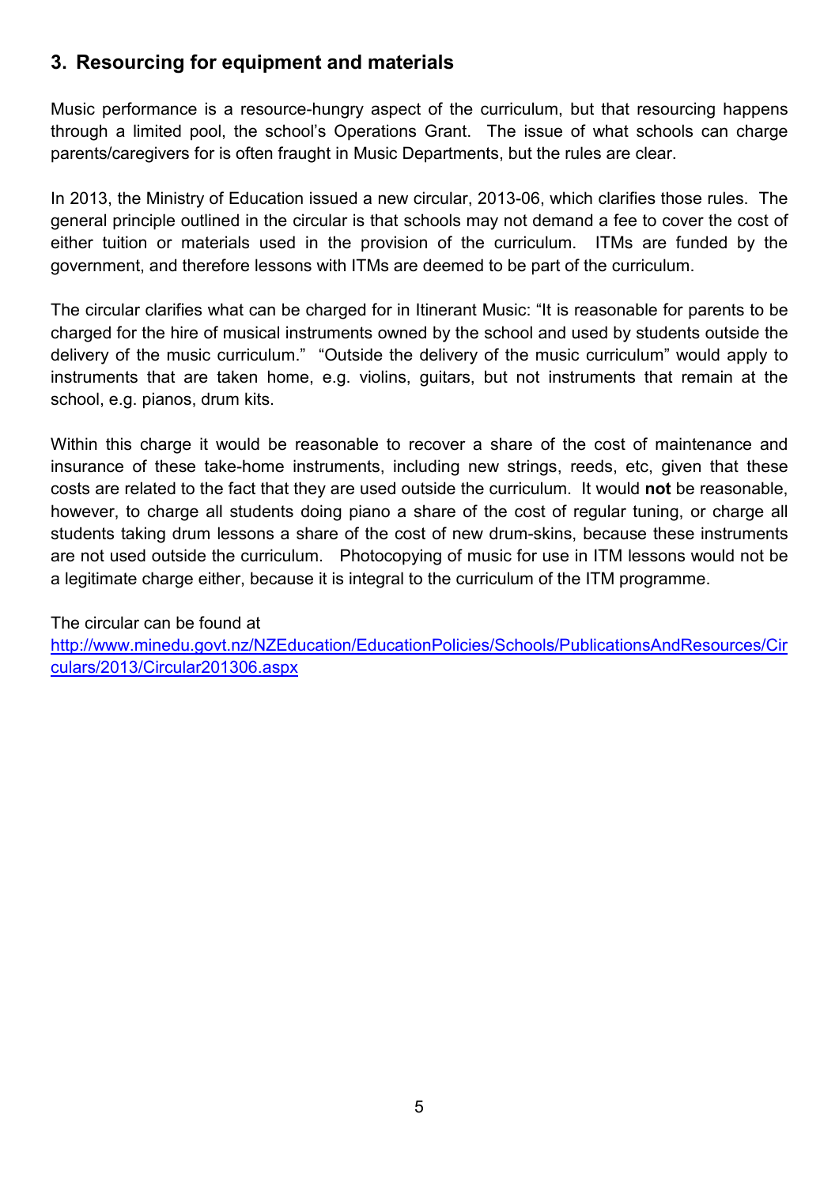## 3. Resourcing for equipment and materials

Music performance is a resource-hungry aspect of the curriculum, but that resourcing happens through a limited pool, the school's Operations Grant. The issue of what schools can charge parents/caregivers for is often fraught in Music Departments, but the rules are clear.

In 2013, the Ministry of Education issued a new circular, 2013-06, which clarifies those rules. The general principle outlined in the circular is that schools may not demand a fee to cover the cost of either tuition or materials used in the provision of the curriculum. ITMs are funded by the government, and therefore lessons with ITMs are deemed to be part of the curriculum.

The circular clarifies what can be charged for in Itinerant Music: "It is reasonable for parents to be charged for the hire of musical instruments owned by the school and used by students outside the delivery of the music curriculum." "Outside the delivery of the music curriculum" would apply to instruments that are taken home, e.g. violins, guitars, but not instruments that remain at the school, e.g. pianos, drum kits.

Within this charge it would be reasonable to recover a share of the cost of maintenance and insurance of these take-home instruments, including new strings, reeds, etc, given that these costs are related to the fact that they are used outside the curriculum. It would **not** be reasonable, however, to charge all students doing piano a share of the cost of regular tuning, or charge all students taking drum lessons a share of the cost of new drum-skins, because these instruments are not used outside the curriculum. Photocopying of music for use in ITM lessons would not be a legitimate charge either, because it is integral to the curriculum of the ITM programme.

The circular can be found at
[http://www.minedu.govt.nz/NZEducation/EducationPolicies/Schools/PublicationsAndResources/Circulars/2013/Circular201306.aspx](http://www.minedu.govt.nz/NZEducation/EducationPolicies/Schools/PublicationsAndResources/Circulars/2013/Circular201306.aspx)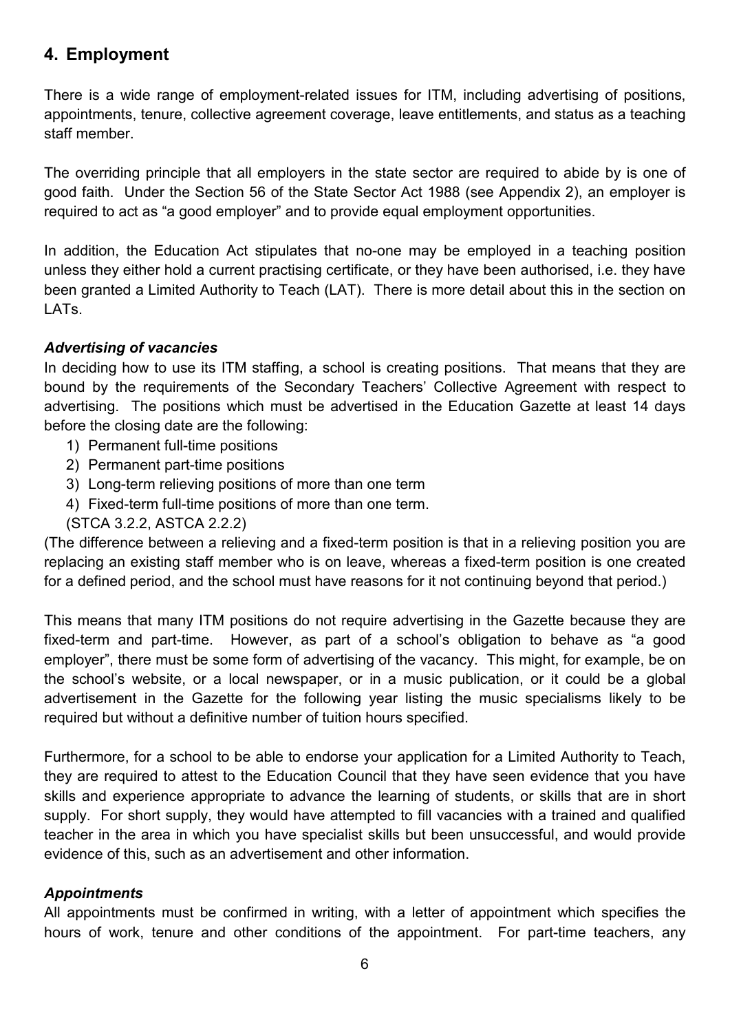## 4. Employment

There is a wide range of employment-related issues for ITM, including advertising of positions, appointments, tenure, collective agreement coverage, leave entitlements, and status as a teaching staff member.

The overriding principle that all employers in the state sector are required to abide by is one of good faith. Under the Section 56 of the State Sector Act 1988 (see Appendix 2), an employer is required to act as "a good employer" and to provide equal employment opportunities.

In addition, the Education Act stipulates that no-one may be employed in a teaching position unless they either hold a current practising certificate, or they have been authorised, i.e. they have been granted a Limited Authority to Teach (LAT). There is more detail about this in the section on LATs.

### *Advertising of vacancies*

In deciding how to use its ITM staffing, a school is creating positions. That means that they are bound by the requirements of the Secondary Teachers' Collective Agreement with respect to advertising. The positions which must be advertised in the Education Gazette at least 14 days before the closing date are the following:

1) Permanent full-time positions
2) Permanent part-time positions
3) Long-term relieving positions of more than one term
4) Fixed-term full-time positions of more than one term.

(STCA 3.2.2, ASTCA 2.2.2)

(The difference between a relieving and a fixed-term position is that in a relieving position you are replacing an existing staff member who is on leave, whereas a fixed-term position is one created for a defined period, and the school must have reasons for it not continuing beyond that period.)

This means that many ITM positions do not require advertising in the Gazette because they are fixed-term and part-time. However, as part of a school's obligation to behave as "a good employer", there must be some form of advertising of the vacancy. This might, for example, be on the school's website, or a local newspaper, or in a music publication, or it could be a global advertisement in the Gazette for the following year listing the music specialisms likely to be required but without a definitive number of tuition hours specified.

Furthermore, for a school to be able to endorse your application for a Limited Authority to Teach, they are required to attest to the Education Council that they have seen evidence that you have skills and experience appropriate to advance the learning of students, or skills that are in short supply. For short supply, they would have attempted to fill vacancies with a trained and qualified teacher in the area in which you have specialist skills but been unsuccessful, and would provide evidence of this, such as an advertisement and other information.

### *Appointments*

All appointments must be confirmed in writing, with a letter of appointment which specifies the hours of work, tenure and other conditions of the appointment. For part-time teachers, any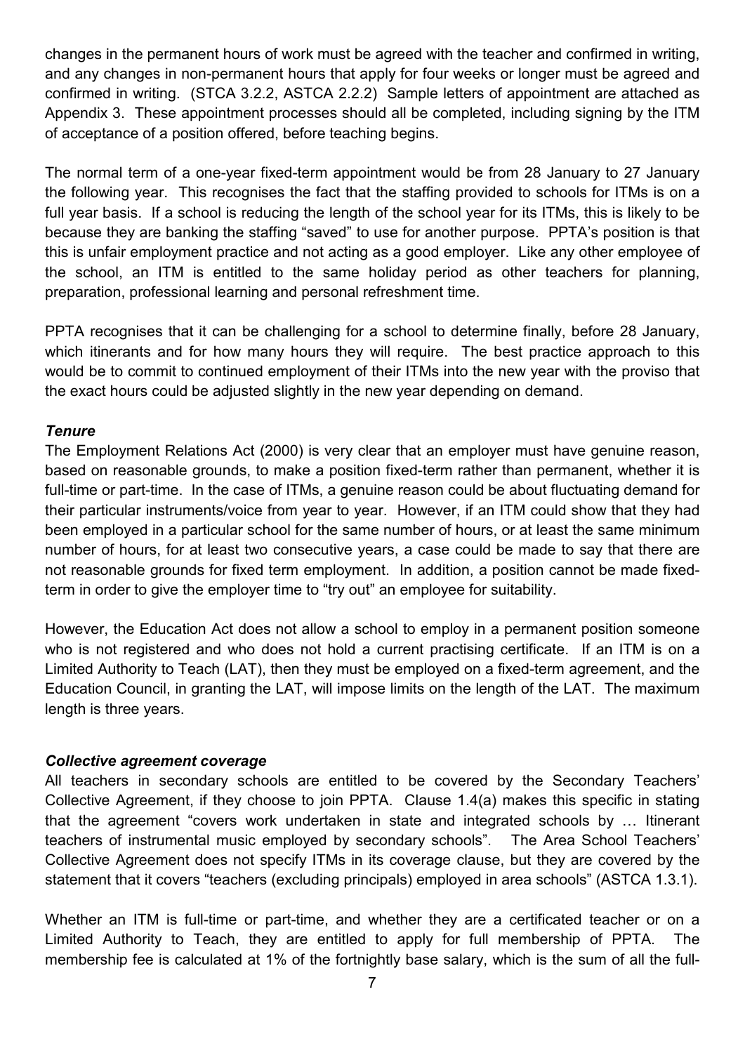changes in the permanent hours of work must be agreed with the teacher and confirmed in writing, and any changes in non-permanent hours that apply for four weeks or longer must be agreed and confirmed in writing. (STCA 3.2.2, ASTCA 2.2.2) Sample letters of appointment are attached as Appendix 3. These appointment processes should all be completed, including signing by the ITM of acceptance of a position offered, before teaching begins.

The normal term of a one-year fixed-term appointment would be from 28 January to 27 January the following year. This recognises the fact that the staffing provided to schools for ITMs is on a full year basis. If a school is reducing the length of the school year for its ITMs, this is likely to be because they are banking the staffing "saved" to use for another purpose. PPTA's position is that this is unfair employment practice and not acting as a good employer. Like any other employee of the school, an ITM is entitled to the same holiday period as other teachers for planning, preparation, professional learning and personal refreshment time.

PPTA recognises that it can be challenging for a school to determine finally, before 28 January, which itinerants and for how many hours they will require. The best practice approach to this would be to commit to continued employment of their ITMs into the new year with the proviso that the exact hours could be adjusted slightly in the new year depending on demand.

### *Tenure*

The Employment Relations Act (2000) is very clear that an employer must have genuine reason, based on reasonable grounds, to make a position fixed-term rather than permanent, whether it is full-time or part-time. In the case of ITMs, a genuine reason could be about fluctuating demand for their particular instruments/voice from year to year. However, if an ITM could show that they had been employed in a particular school for the same number of hours, or at least the same minimum number of hours, for at least two consecutive years, a case could be made to say that there are not reasonable grounds for fixed term employment. In addition, a position cannot be made fixed-term in order to give the employer time to "try out" an employee for suitability.

However, the Education Act does not allow a school to employ in a permanent position someone who is not registered and who does not hold a current practising certificate. If an ITM is on a Limited Authority to Teach (LAT), then they must be employed on a fixed-term agreement, and the Education Council, in granting the LAT, will impose limits on the length of the LAT. The maximum length is three years.

### *Collective agreement coverage*

All teachers in secondary schools are entitled to be covered by the Secondary Teachers' Collective Agreement, if they choose to join PPTA. Clause 1.4(a) makes this specific in stating that the agreement "covers work undertaken in state and integrated schools by … Itinerant teachers of instrumental music employed by secondary schools". The Area School Teachers' Collective Agreement does not specify ITMs in its coverage clause, but they are covered by the statement that it covers "teachers (excluding principals) employed in area schools" (ASTCA 1.3.1).

Whether an ITM is full-time or part-time, and whether they are a certificated teacher or on a Limited Authority to Teach, they are entitled to apply for full membership of PPTA. The membership fee is calculated at 1% of the fortnightly base salary, which is the sum of all the full-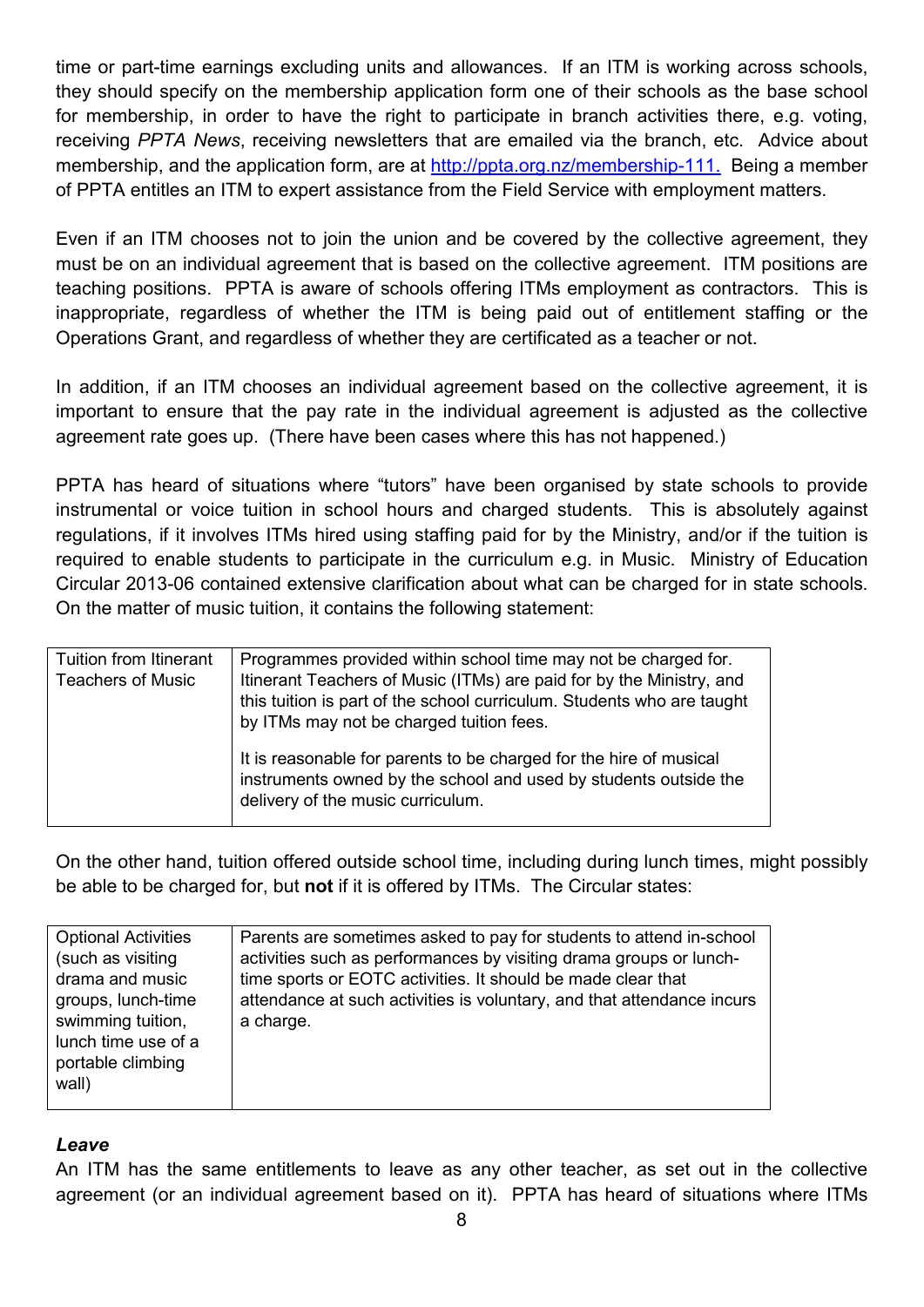time or part-time earnings excluding units and allowances. If an ITM is working across schools, they should specify on the membership application form one of their schools as the base school for membership, in order to have the right to participate in branch activities there, e.g. voting, receiving *PPTA News*, receiving newsletters that are emailed via the branch, etc. Advice about membership, and the application form, are at [http://ppta.org.nz/membership-111.](http://ppta.org.nz/membership-111) Being a member of PPTA entitles an ITM to expert assistance from the Field Service with employment matters.

Even if an ITM chooses not to join the union and be covered by the collective agreement, they must be on an individual agreement that is based on the collective agreement. ITM positions are teaching positions. PPTA is aware of schools offering ITMs employment as contractors. This is inappropriate, regardless of whether the ITM is being paid out of entitlement staffing or the Operations Grant, and regardless of whether they are certificated as a teacher or not.

In addition, if an ITM chooses an individual agreement based on the collective agreement, it is important to ensure that the pay rate in the individual agreement is adjusted as the collective agreement rate goes up. (There have been cases where this has not happened.)

PPTA has heard of situations where "tutors" have been organised by state schools to provide instrumental or voice tuition in school hours and charged students. This is absolutely against regulations, if it involves ITMs hired using staffing paid for by the Ministry, and/or if the tuition is required to enable students to participate in the curriculum e.g. in Music. Ministry of Education Circular 2013-06 contained extensive clarification about what can be charged for in state schools. On the matter of music tuition, it contains the following statement:

| | |
|---|---|
| Tuition from Itinerant Teachers of Music | Programmes provided within school time may not be charged for. Itinerant Teachers of Music (ITMs) are paid for by the Ministry, and this tuition is part of the school curriculum. Students who are taught by ITMs may not be charged tuition fees.<br><br>It is reasonable for parents to be charged for the hire of musical instruments owned by the school and used by students outside the delivery of the music curriculum. |

On the other hand, tuition offered outside school time, including during lunch times, might possibly be able to be charged for, but **not** if it is offered by ITMs. The Circular states:

| | |
|---|---|
| Optional Activities (such as visiting drama and music groups, lunch-time swimming tuition, lunch time use of a portable climbing wall) | Parents are sometimes asked to pay for students to attend in-school activities such as performances by visiting drama groups or lunch-time sports or EOTC activities. It should be made clear that attendance at such activities is voluntary, and that attendance incurs a charge. |

***Leave***

An ITM has the same entitlements to leave as any other teacher, as set out in the collective agreement (or an individual agreement based on it). PPTA has heard of situations where ITMs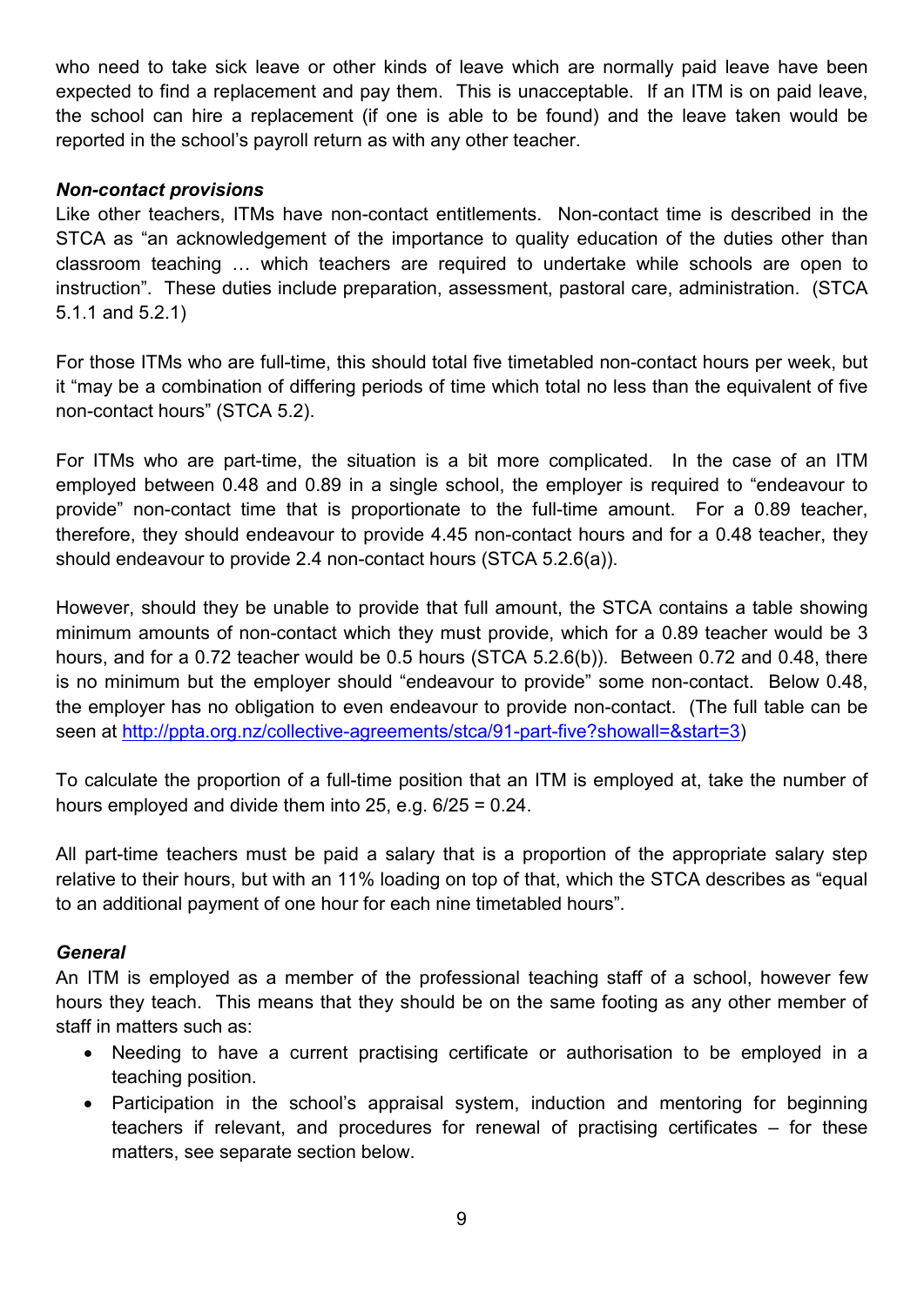who need to take sick leave or other kinds of leave which are normally paid leave have been expected to find a replacement and pay them. This is unacceptable. If an ITM is on paid leave, the school can hire a replacement (if one is able to be found) and the leave taken would be reported in the school's payroll return as with any other teacher.

### *Non-contact provisions*

Like other teachers, ITMs have non-contact entitlements. Non-contact time is described in the STCA as "an acknowledgement of the importance to quality education of the duties other than classroom teaching … which teachers are required to undertake while schools are open to instruction". These duties include preparation, assessment, pastoral care, administration. (STCA 5.1.1 and 5.2.1)

For those ITMs who are full-time, this should total five timetabled non-contact hours per week, but it "may be a combination of differing periods of time which total no less than the equivalent of five non-contact hours" (STCA 5.2).

For ITMs who are part-time, the situation is a bit more complicated. In the case of an ITM employed between 0.48 and 0.89 in a single school, the employer is required to "endeavour to provide" non-contact time that is proportionate to the full-time amount. For a 0.89 teacher, therefore, they should endeavour to provide 4.45 non-contact hours and for a 0.48 teacher, they should endeavour to provide 2.4 non-contact hours (STCA 5.2.6(a)).

However, should they be unable to provide that full amount, the STCA contains a table showing minimum amounts of non-contact which they must provide, which for a 0.89 teacher would be 3 hours, and for a 0.72 teacher would be 0.5 hours (STCA 5.2.6(b)). Between 0.72 and 0.48, there is no minimum but the employer should "endeavour to provide" some non-contact. Below 0.48, the employer has no obligation to even endeavour to provide non-contact. (The full table can be seen at [http://ppta.org.nz/collective-agreements/stca/91-part-five?showall=&start=3](http://ppta.org.nz/collective-agreements/stca/91-part-five?showall=&start=3))

To calculate the proportion of a full-time position that an ITM is employed at, take the number of hours employed and divide them into 25, e.g. 6/25 = 0.24.

All part-time teachers must be paid a salary that is a proportion of the appropriate salary step relative to their hours, but with an 11% loading on top of that, which the STCA describes as "equal to an additional payment of one hour for each nine timetabled hours".

### *General*

An ITM is employed as a member of the professional teaching staff of a school, however few hours they teach. This means that they should be on the same footing as any other member of staff in matters such as:

- Needing to have a current practising certificate or authorisation to be employed in a teaching position.
- Participation in the school's appraisal system, induction and mentoring for beginning teachers if relevant, and procedures for renewal of practising certificates – for these matters, see separate section below.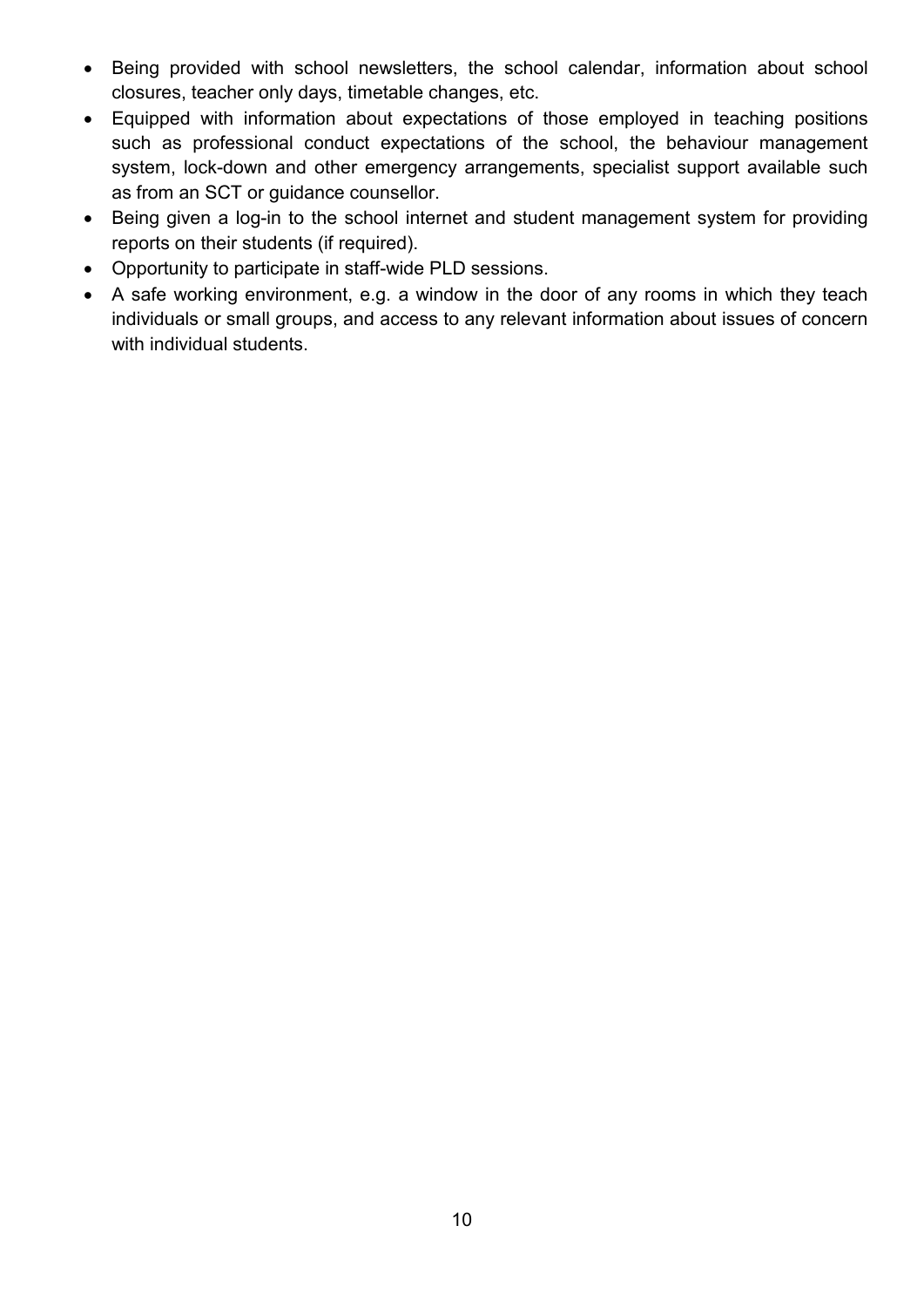- Being provided with school newsletters, the school calendar, information about school closures, teacher only days, timetable changes, etc.
- Equipped with information about expectations of those employed in teaching positions such as professional conduct expectations of the school, the behaviour management system, lock-down and other emergency arrangements, specialist support available such as from an SCT or guidance counsellor.
- Being given a log-in to the school internet and student management system for providing reports on their students (if required).
- Opportunity to participate in staff-wide PLD sessions.
- A safe working environment, e.g. a window in the door of any rooms in which they teach individuals or small groups, and access to any relevant information about issues of concern with individual students.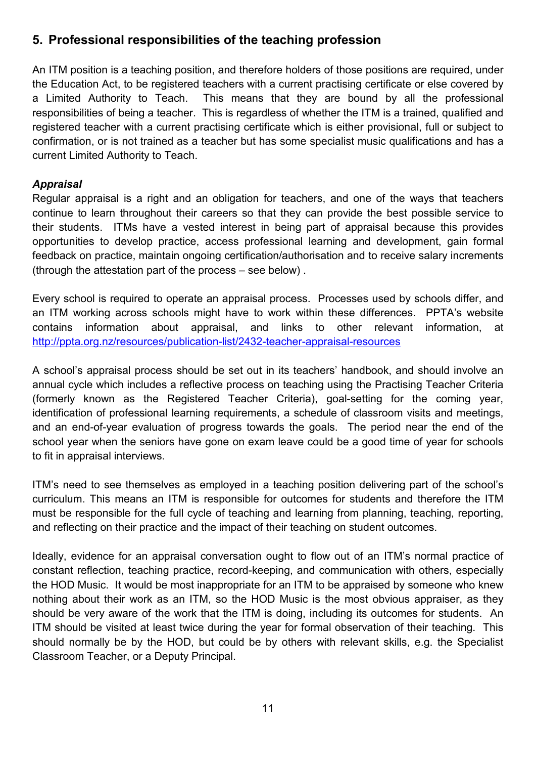## 5. Professional responsibilities of the teaching profession

An ITM position is a teaching position, and therefore holders of those positions are required, under the Education Act, to be registered teachers with a current practising certificate or else covered by a Limited Authority to Teach. This means that they are bound by all the professional responsibilities of being a teacher. This is regardless of whether the ITM is a trained, qualified and registered teacher with a current practising certificate which is either provisional, full or subject to confirmation, or is not trained as a teacher but has some specialist music qualifications and has a current Limited Authority to Teach.

### *Appraisal*

Regular appraisal is a right and an obligation for teachers, and one of the ways that teachers continue to learn throughout their careers so that they can provide the best possible service to their students. ITMs have a vested interest in being part of appraisal because this provides opportunities to develop practice, access professional learning and development, gain formal feedback on practice, maintain ongoing certification/authorisation and to receive salary increments (through the attestation part of the process – see below) .

Every school is required to operate an appraisal process. Processes used by schools differ, and an ITM working across schools might have to work within these differences. PPTA's website contains information about appraisal, and links to other relevant information, at http://ppta.org.nz/resources/publication-list/2432-teacher-appraisal-resources

A school's appraisal process should be set out in its teachers' handbook, and should involve an annual cycle which includes a reflective process on teaching using the Practising Teacher Criteria (formerly known as the Registered Teacher Criteria), goal-setting for the coming year, identification of professional learning requirements, a schedule of classroom visits and meetings, and an end-of-year evaluation of progress towards the goals. The period near the end of the school year when the seniors have gone on exam leave could be a good time of year for schools to fit in appraisal interviews.

ITM's need to see themselves as employed in a teaching position delivering part of the school's curriculum. This means an ITM is responsible for outcomes for students and therefore the ITM must be responsible for the full cycle of teaching and learning from planning, teaching, reporting, and reflecting on their practice and the impact of their teaching on student outcomes.

Ideally, evidence for an appraisal conversation ought to flow out of an ITM's normal practice of constant reflection, teaching practice, record-keeping, and communication with others, especially the HOD Music. It would be most inappropriate for an ITM to be appraised by someone who knew nothing about their work as an ITM, so the HOD Music is the most obvious appraiser, as they should be very aware of the work that the ITM is doing, including its outcomes for students. An ITM should be visited at least twice during the year for formal observation of their teaching. This should normally be by the HOD, but could be by others with relevant skills, e.g. the Specialist Classroom Teacher, or a Deputy Principal.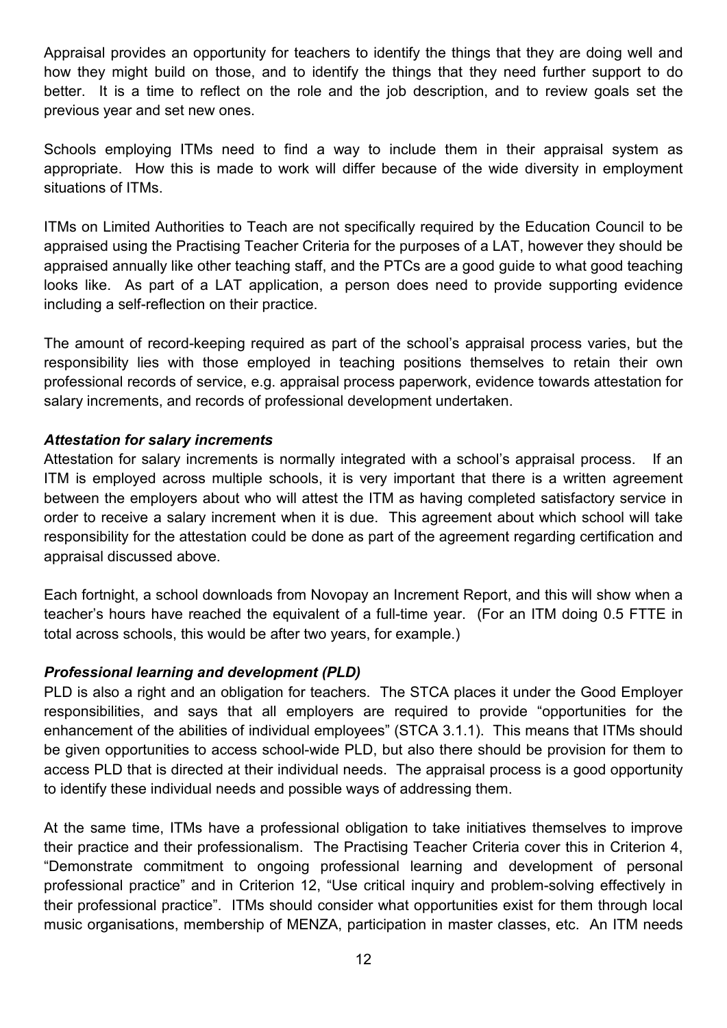Appraisal provides an opportunity for teachers to identify the things that they are doing well and how they might build on those, and to identify the things that they need further support to do better. It is a time to reflect on the role and the job description, and to review goals set the previous year and set new ones.

Schools employing ITMs need to find a way to include them in their appraisal system as appropriate. How this is made to work will differ because of the wide diversity in employment situations of ITMs.

ITMs on Limited Authorities to Teach are not specifically required by the Education Council to be appraised using the Practising Teacher Criteria for the purposes of a LAT, however they should be appraised annually like other teaching staff, and the PTCs are a good guide to what good teaching looks like. As part of a LAT application, a person does need to provide supporting evidence including a self-reflection on their practice.

The amount of record-keeping required as part of the school's appraisal process varies, but the responsibility lies with those employed in teaching positions themselves to retain their own professional records of service, e.g. appraisal process paperwork, evidence towards attestation for salary increments, and records of professional development undertaken.

### *Attestation for salary increments*

Attestation for salary increments is normally integrated with a school's appraisal process. If an ITM is employed across multiple schools, it is very important that there is a written agreement between the employers about who will attest the ITM as having completed satisfactory service in order to receive a salary increment when it is due. This agreement about which school will take responsibility for the attestation could be done as part of the agreement regarding certification and appraisal discussed above.

Each fortnight, a school downloads from Novopay an Increment Report, and this will show when a teacher's hours have reached the equivalent of a full-time year. (For an ITM doing 0.5 FTTE in total across schools, this would be after two years, for example.)

### *Professional learning and development (PLD)*

PLD is also a right and an obligation for teachers. The STCA places it under the Good Employer responsibilities, and says that all employers are required to provide "opportunities for the enhancement of the abilities of individual employees" (STCA 3.1.1). This means that ITMs should be given opportunities to access school-wide PLD, but also there should be provision for them to access PLD that is directed at their individual needs. The appraisal process is a good opportunity to identify these individual needs and possible ways of addressing them.

At the same time, ITMs have a professional obligation to take initiatives themselves to improve their practice and their professionalism. The Practising Teacher Criteria cover this in Criterion 4, "Demonstrate commitment to ongoing professional learning and development of personal professional practice" and in Criterion 12, "Use critical inquiry and problem-solving effectively in their professional practice". ITMs should consider what opportunities exist for them through local music organisations, membership of MENZA, participation in master classes, etc. An ITM needs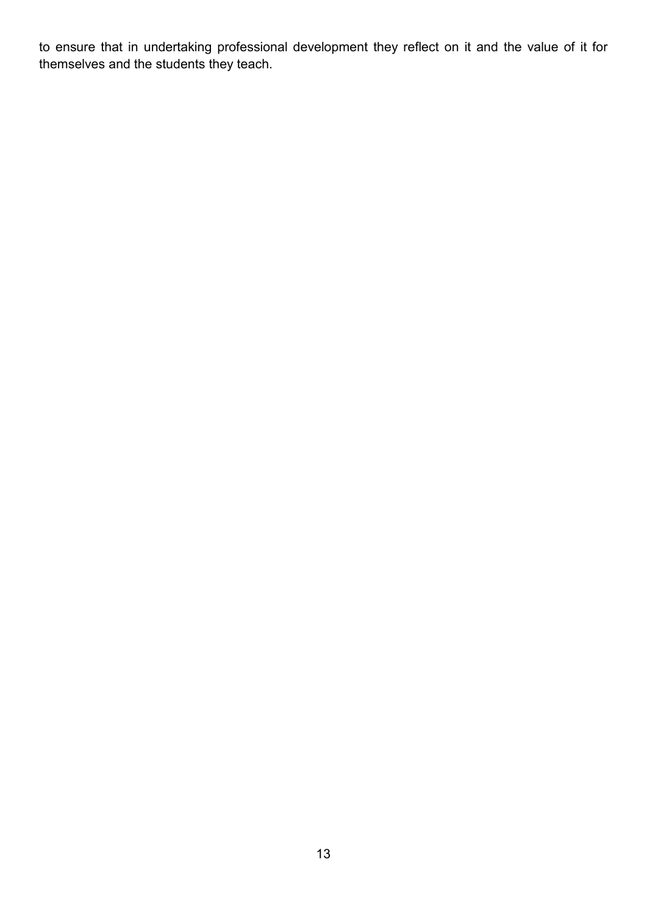to ensure that in undertaking professional development they reflect on it and the value of it for themselves and the students they teach.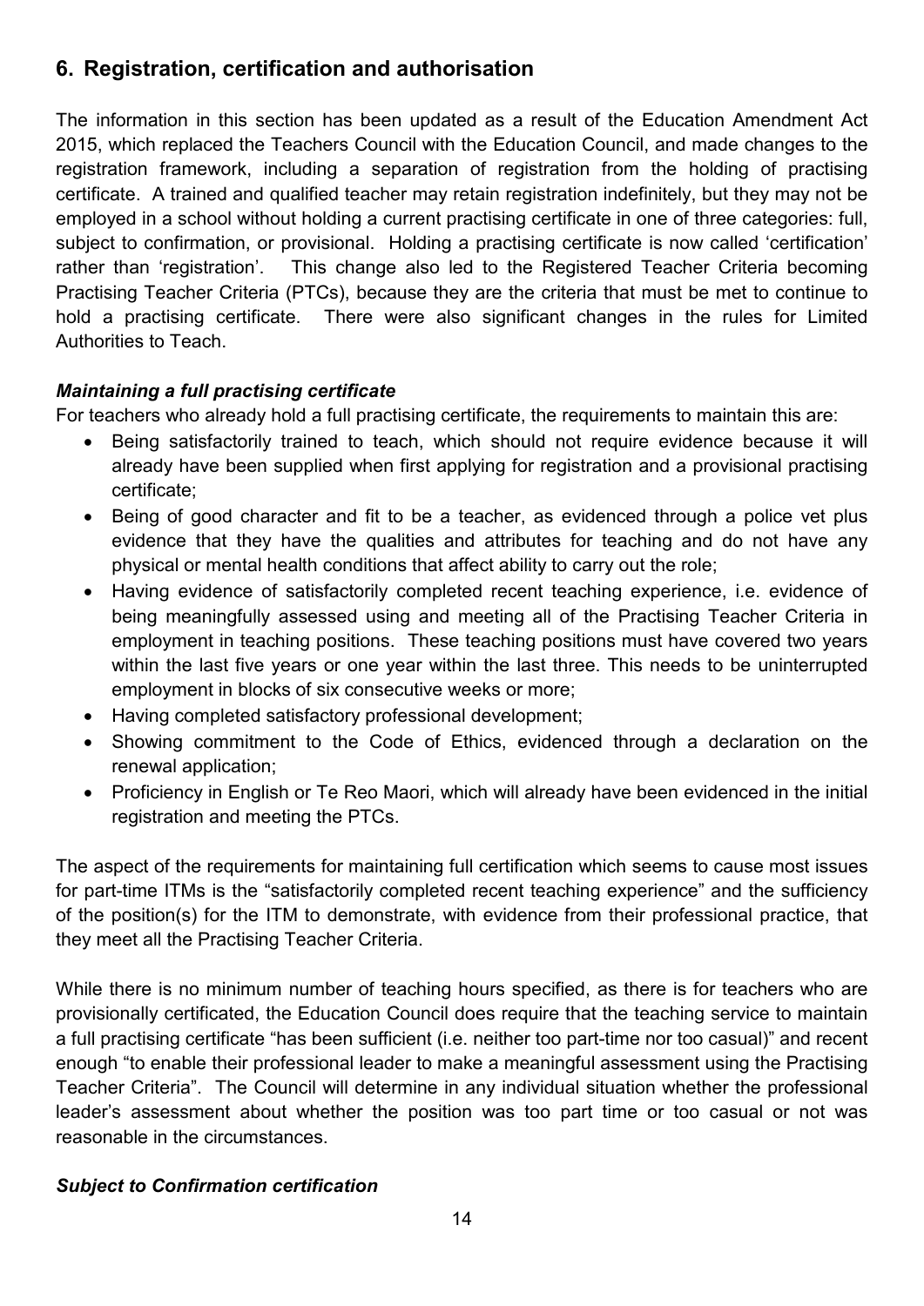## 6. Registration, certification and authorisation

The information in this section has been updated as a result of the Education Amendment Act 2015, which replaced the Teachers Council with the Education Council, and made changes to the registration framework, including a separation of registration from the holding of practising certificate. A trained and qualified teacher may retain registration indefinitely, but they may not be employed in a school without holding a current practising certificate in one of three categories: full, subject to confirmation, or provisional. Holding a practising certificate is now called 'certification' rather than 'registration'. This change also led to the Registered Teacher Criteria becoming Practising Teacher Criteria (PTCs), because they are the criteria that must be met to continue to hold a practising certificate. There were also significant changes in the rules for Limited Authorities to Teach.

### *Maintaining a full practising certificate*

For teachers who already hold a full practising certificate, the requirements to maintain this are:

- Being satisfactorily trained to teach, which should not require evidence because it will already have been supplied when first applying for registration and a provisional practising certificate;
- Being of good character and fit to be a teacher, as evidenced through a police vet plus evidence that they have the qualities and attributes for teaching and do not have any physical or mental health conditions that affect ability to carry out the role;
- Having evidence of satisfactorily completed recent teaching experience, i.e. evidence of being meaningfully assessed using and meeting all of the Practising Teacher Criteria in employment in teaching positions. These teaching positions must have covered two years within the last five years or one year within the last three. This needs to be uninterrupted employment in blocks of six consecutive weeks or more;
- Having completed satisfactory professional development;
- Showing commitment to the Code of Ethics, evidenced through a declaration on the renewal application;
- Proficiency in English or Te Reo Maori, which will already have been evidenced in the initial registration and meeting the PTCs.

The aspect of the requirements for maintaining full certification which seems to cause most issues for part-time ITMs is the "satisfactorily completed recent teaching experience" and the sufficiency of the position(s) for the ITM to demonstrate, with evidence from their professional practice, that they meet all the Practising Teacher Criteria.

While there is no minimum number of teaching hours specified, as there is for teachers who are provisionally certificated, the Education Council does require that the teaching service to maintain a full practising certificate "has been sufficient (i.e. neither too part-time nor too casual)" and recent enough "to enable their professional leader to make a meaningful assessment using the Practising Teacher Criteria". The Council will determine in any individual situation whether the professional leader's assessment about whether the position was too part time or too casual or not was reasonable in the circumstances.

### *Subject to Confirmation certification*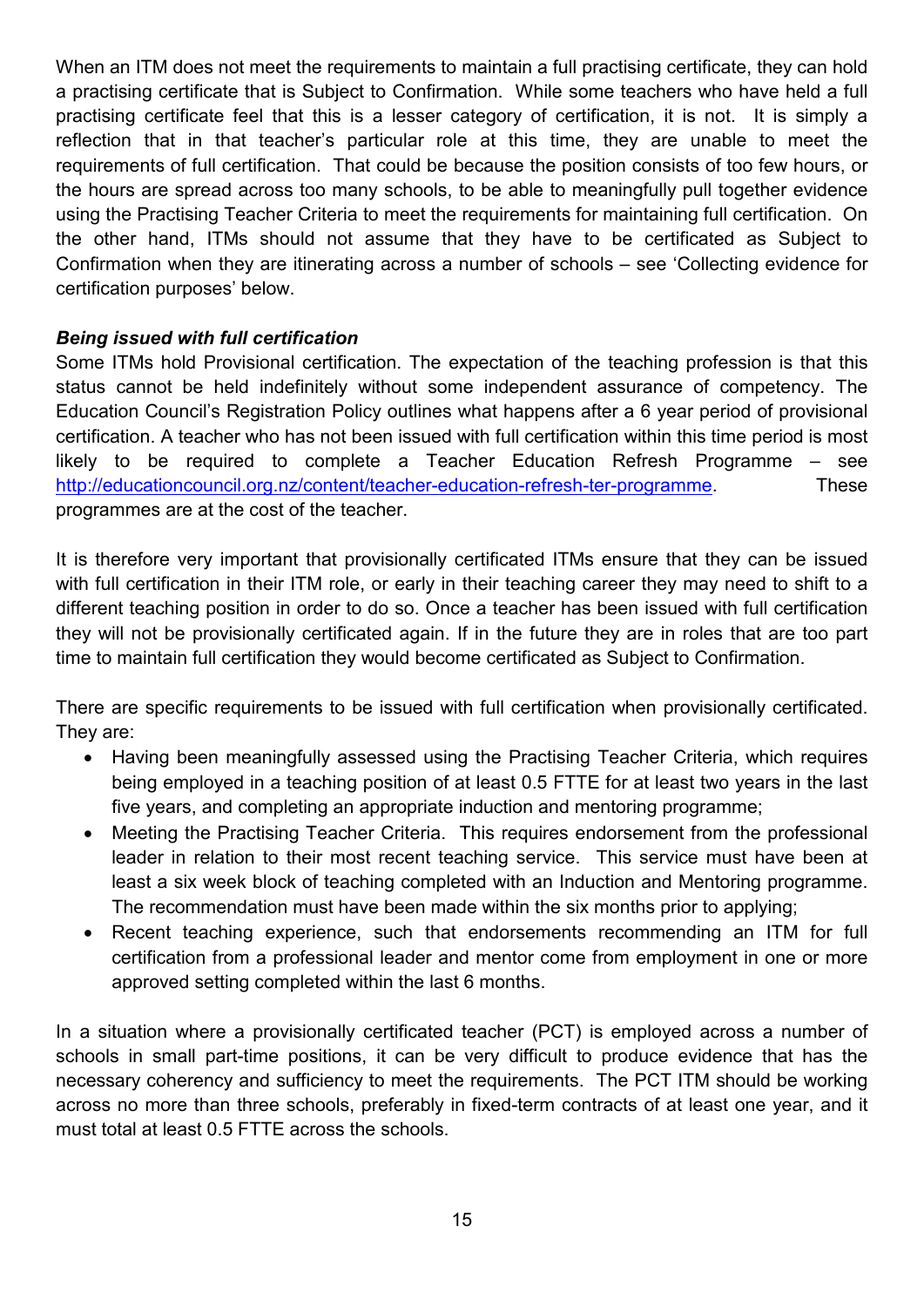When an ITM does not meet the requirements to maintain a full practising certificate, they can hold a practising certificate that is Subject to Confirmation. While some teachers who have held a full practising certificate feel that this is a lesser category of certification, it is not. It is simply a reflection that in that teacher's particular role at this time, they are unable to meet the requirements of full certification. That could be because the position consists of too few hours, or the hours are spread across too many schools, to be able to meaningfully pull together evidence using the Practising Teacher Criteria to meet the requirements for maintaining full certification. On the other hand, ITMs should not assume that they have to be certificated as Subject to Confirmation when they are itinerating across a number of schools – see 'Collecting evidence for certification purposes' below.

***Being issued with full certification***

Some ITMs hold Provisional certification. The expectation of the teaching profession is that this status cannot be held indefinitely without some independent assurance of competency. The Education Council's Registration Policy outlines what happens after a 6 year period of provisional certification. A teacher who has not been issued with full certification within this time period is most likely to be required to complete a Teacher Education Refresh Programme – see http://educationcouncil.org.nz/content/teacher-education-refresh-ter-programme. These programmes are at the cost of the teacher.

It is therefore very important that provisionally certificated ITMs ensure that they can be issued with full certification in their ITM role, or early in their teaching career they may need to shift to a different teaching position in order to do so. Once a teacher has been issued with full certification they will not be provisionally certificated again. If in the future they are in roles that are too part time to maintain full certification they would become certificated as Subject to Confirmation.

There are specific requirements to be issued with full certification when provisionally certificated. They are:

- Having been meaningfully assessed using the Practising Teacher Criteria, which requires being employed in a teaching position of at least 0.5 FTTE for at least two years in the last five years, and completing an appropriate induction and mentoring programme;
- Meeting the Practising Teacher Criteria. This requires endorsement from the professional leader in relation to their most recent teaching service. This service must have been at least a six week block of teaching completed with an Induction and Mentoring programme. The recommendation must have been made within the six months prior to applying;
- Recent teaching experience, such that endorsements recommending an ITM for full certification from a professional leader and mentor come from employment in one or more approved setting completed within the last 6 months.

In a situation where a provisionally certificated teacher (PCT) is employed across a number of schools in small part-time positions, it can be very difficult to produce evidence that has the necessary coherency and sufficiency to meet the requirements. The PCT ITM should be working across no more than three schools, preferably in fixed-term contracts of at least one year, and it must total at least 0.5 FTTE across the schools.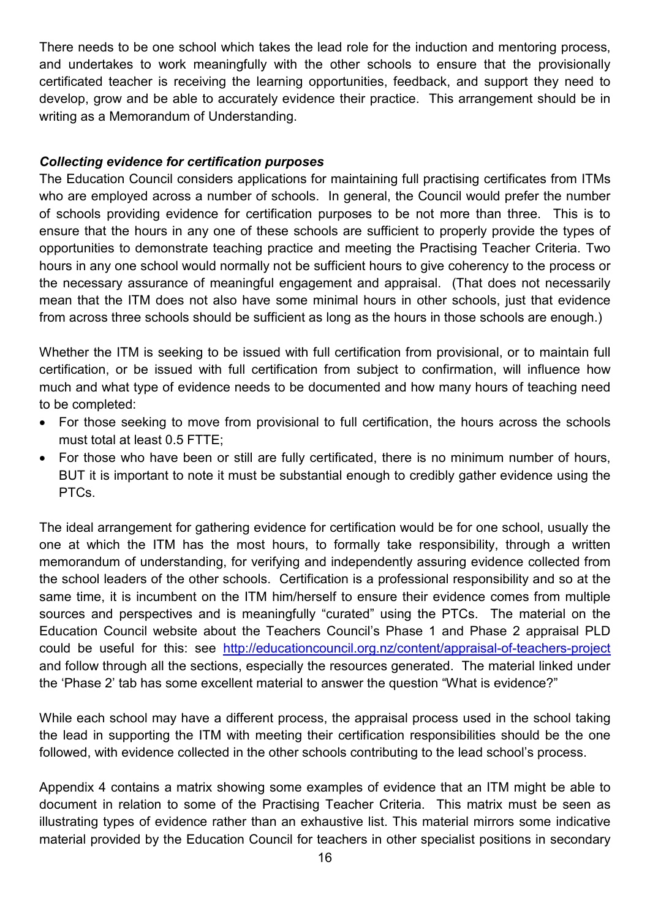There needs to be one school which takes the lead role for the induction and mentoring process, and undertakes to work meaningfully with the other schools to ensure that the provisionally certificated teacher is receiving the learning opportunities, feedback, and support they need to develop, grow and be able to accurately evidence their practice. This arrangement should be in writing as a Memorandum of Understanding.

***Collecting evidence for certification purposes***

The Education Council considers applications for maintaining full practising certificates from ITMs who are employed across a number of schools. In general, the Council would prefer the number of schools providing evidence for certification purposes to be not more than three. This is to ensure that the hours in any one of these schools are sufficient to properly provide the types of opportunities to demonstrate teaching practice and meeting the Practising Teacher Criteria. Two hours in any one school would normally not be sufficient hours to give coherency to the process or the necessary assurance of meaningful engagement and appraisal. (That does not necessarily mean that the ITM does not also have some minimal hours in other schools, just that evidence from across three schools should be sufficient as long as the hours in those schools are enough.)

Whether the ITM is seeking to be issued with full certification from provisional, or to maintain full certification, or be issued with full certification from subject to confirmation, will influence how much and what type of evidence needs to be documented and how many hours of teaching need to be completed:

- For those seeking to move from provisional to full certification, the hours across the schools must total at least 0.5 FTTE;
- For those who have been or still are fully certificated, there is no minimum number of hours, BUT it is important to note it must be substantial enough to credibly gather evidence using the PTCs.

The ideal arrangement for gathering evidence for certification would be for one school, usually the one at which the ITM has the most hours, to formally take responsibility, through a written memorandum of understanding, for verifying and independently assuring evidence collected from the school leaders of the other schools. Certification is a professional responsibility and so at the same time, it is incumbent on the ITM him/herself to ensure their evidence comes from multiple sources and perspectives and is meaningfully "curated" using the PTCs. The material on the Education Council website about the Teachers Council's Phase 1 and Phase 2 appraisal PLD could be useful for this: see http://educationcouncil.org.nz/content/appraisal-of-teachers-project and follow through all the sections, especially the resources generated. The material linked under the 'Phase 2' tab has some excellent material to answer the question "What is evidence?"

While each school may have a different process, the appraisal process used in the school taking the lead in supporting the ITM with meeting their certification responsibilities should be the one followed, with evidence collected in the other schools contributing to the lead school's process.

Appendix 4 contains a matrix showing some examples of evidence that an ITM might be able to document in relation to some of the Practising Teacher Criteria. This matrix must be seen as illustrating types of evidence rather than an exhaustive list. This material mirrors some indicative material provided by the Education Council for teachers in other specialist positions in secondary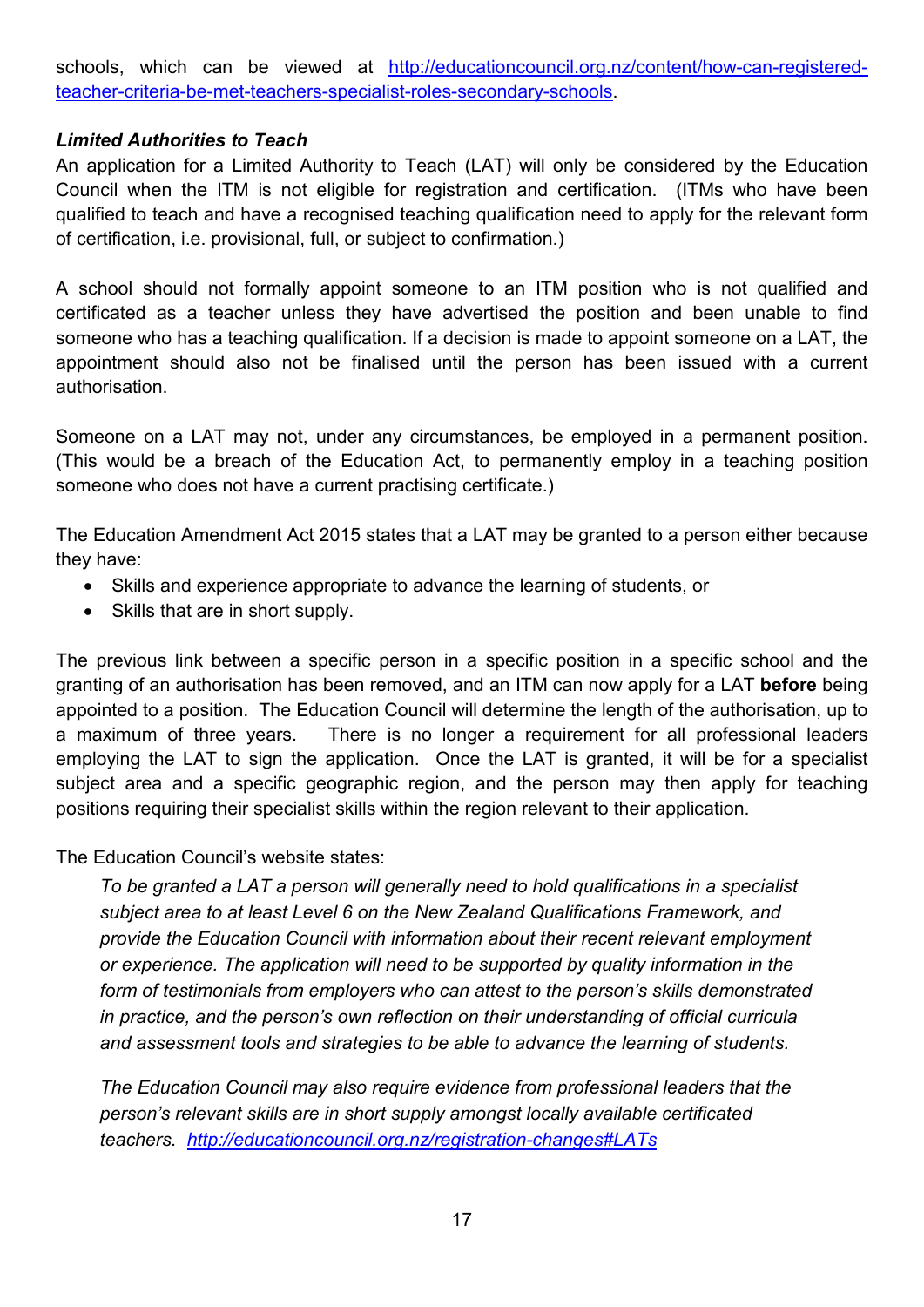schools, which can be viewed at [http://educationcouncil.org.nz/content/how-can-registered-teacher-criteria-be-met-teachers-specialist-roles-secondary-schools](http://educationcouncil.org.nz/content/how-can-registered-teacher-criteria-be-met-teachers-specialist-roles-secondary-schools).

### *Limited Authorities to Teach*

An application for a Limited Authority to Teach (LAT) will only be considered by the Education Council when the ITM is not eligible for registration and certification. (ITMs who have been qualified to teach and have a recognised teaching qualification need to apply for the relevant form of certification, i.e. provisional, full, or subject to confirmation.)

A school should not formally appoint someone to an ITM position who is not qualified and certificated as a teacher unless they have advertised the position and been unable to find someone who has a teaching qualification. If a decision is made to appoint someone on a LAT, the appointment should also not be finalised until the person has been issued with a current authorisation.

Someone on a LAT may not, under any circumstances, be employed in a permanent position. (This would be a breach of the Education Act, to permanently employ in a teaching position someone who does not have a current practising certificate.)

The Education Amendment Act 2015 states that a LAT may be granted to a person either because they have:

- Skills and experience appropriate to advance the learning of students, or
- Skills that are in short supply.

The previous link between a specific person in a specific position in a specific school and the granting of an authorisation has been removed, and an ITM can now apply for a LAT **before** being appointed to a position. The Education Council will determine the length of the authorisation, up to a maximum of three years. There is no longer a requirement for all professional leaders employing the LAT to sign the application. Once the LAT is granted, it will be for a specialist subject area and a specific geographic region, and the person may then apply for teaching positions requiring their specialist skills within the region relevant to their application.

The Education Council's website states:

> *To be granted a LAT a person will generally need to hold qualifications in a specialist subject area to at least Level 6 on the New Zealand Qualifications Framework, and provide the Education Council with information about their recent relevant employment or experience. The application will need to be supported by quality information in the form of testimonials from employers who can attest to the person's skills demonstrated in practice, and the person's own reflection on their understanding of official curricula and assessment tools and strategies to be able to advance the learning of students.*
>
> *The Education Council may also require evidence from professional leaders that the person's relevant skills are in short supply amongst locally available certificated teachers. [http://educationcouncil.org.nz/registration-changes#LATs](http://educationcouncil.org.nz/registration-changes#LATs)*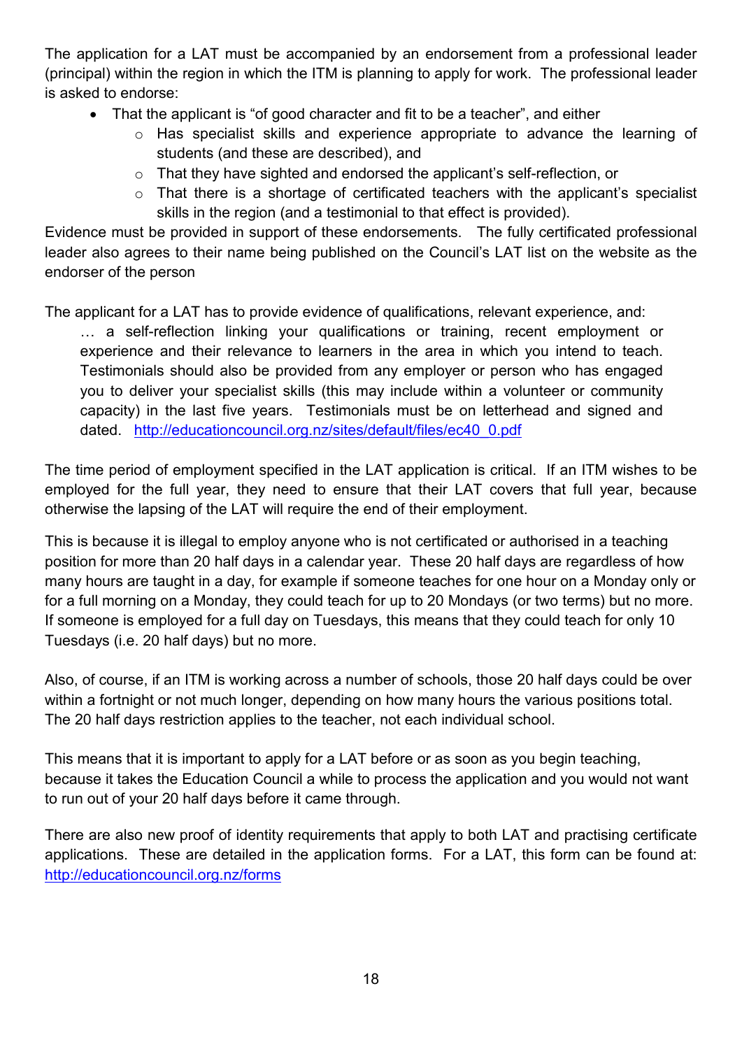The application for a LAT must be accompanied by an endorsement from a professional leader (principal) within the region in which the ITM is planning to apply for work. The professional leader is asked to endorse:

- That the applicant is "of good character and fit to be a teacher", and either
    - Has specialist skills and experience appropriate to advance the learning of students (and these are described), and
    - That they have sighted and endorsed the applicant's self-reflection, or
    - That there is a shortage of certificated teachers with the applicant's specialist skills in the region (and a testimonial to that effect is provided).

Evidence must be provided in support of these endorsements. The fully certificated professional leader also agrees to their name being published on the Council's LAT list on the website as the endorser of the person

The applicant for a LAT has to provide evidence of qualifications, relevant experience, and:

> … a self-reflection linking your qualifications or training, recent employment or experience and their relevance to learners in the area in which you intend to teach. Testimonials should also be provided from any employer or person who has engaged you to deliver your specialist skills (this may include within a volunteer or community capacity) in the last five years. Testimonials must be on letterhead and signed and dated. http://educationcouncil.org.nz/sites/default/files/ec40_0.pdf

The time period of employment specified in the LAT application is critical. If an ITM wishes to be employed for the full year, they need to ensure that their LAT covers that full year, because otherwise the lapsing of the LAT will require the end of their employment.

This is because it is illegal to employ anyone who is not certificated or authorised in a teaching position for more than 20 half days in a calendar year. These 20 half days are regardless of how many hours are taught in a day, for example if someone teaches for one hour on a Monday only or for a full morning on a Monday, they could teach for up to 20 Mondays (or two terms) but no more. If someone is employed for a full day on Tuesdays, this means that they could teach for only 10 Tuesdays (i.e. 20 half days) but no more.

Also, of course, if an ITM is working across a number of schools, those 20 half days could be over within a fortnight or not much longer, depending on how many hours the various positions total. The 20 half days restriction applies to the teacher, not each individual school.

This means that it is important to apply for a LAT before or as soon as you begin teaching, because it takes the Education Council a while to process the application and you would not want to run out of your 20 half days before it came through.

There are also new proof of identity requirements that apply to both LAT and practising certificate applications. These are detailed in the application forms. For a LAT, this form can be found at: http://educationcouncil.org.nz/forms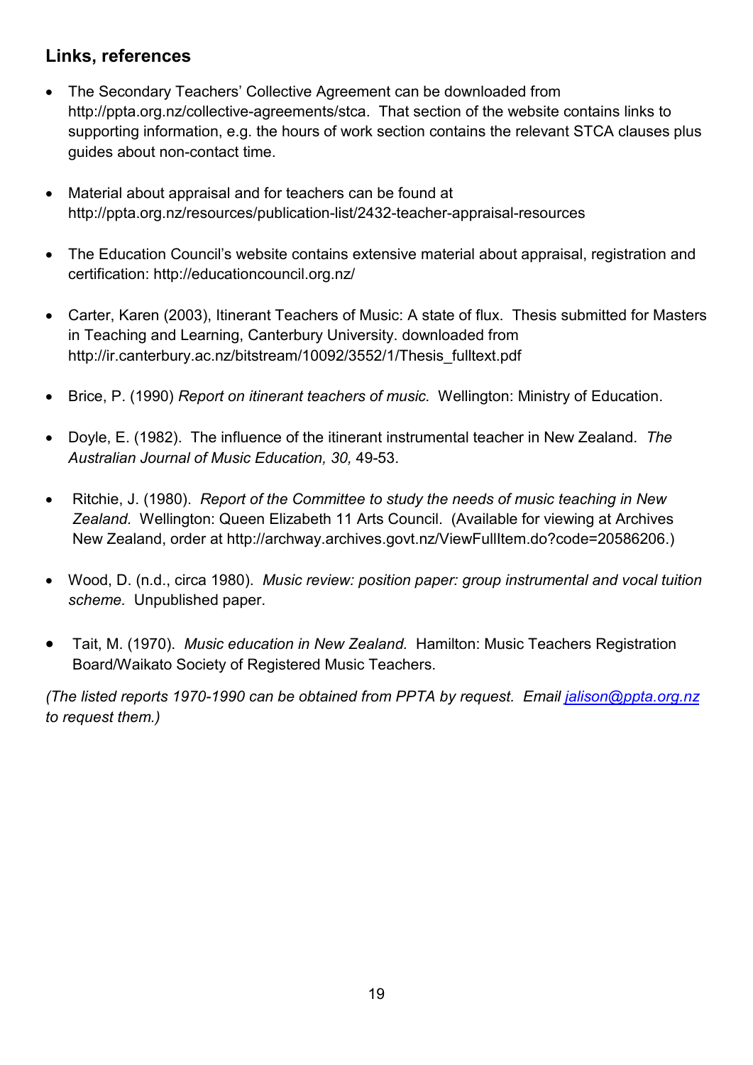## Links, references

- The Secondary Teachers' Collective Agreement can be downloaded from http://ppta.org.nz/collective-agreements/stca. That section of the website contains links to supporting information, e.g. the hours of work section contains the relevant STCA clauses plus guides about non-contact time.

- Material about appraisal and for teachers can be found at http://ppta.org.nz/resources/publication-list/2432-teacher-appraisal-resources

- The Education Council's website contains extensive material about appraisal, registration and certification: http://educationcouncil.org.nz/

- Carter, Karen (2003), Itinerant Teachers of Music: A state of flux. Thesis submitted for Masters in Teaching and Learning, Canterbury University. downloaded from http://ir.canterbury.ac.nz/bitstream/10092/3552/1/Thesis_fulltext.pdf

- Brice, P. (1990) *Report on itinerant teachers of music.* Wellington: Ministry of Education.

- Doyle, E. (1982). The influence of the itinerant instrumental teacher in New Zealand. *The Australian Journal of Music Education, 30,* 49-53.

- Ritchie, J. (1980). *Report of the Committee to study the needs of music teaching in New Zealand.* Wellington: Queen Elizabeth 11 Arts Council. (Available for viewing at Archives New Zealand, order at http://archway.archives.govt.nz/ViewFullItem.do?code=20586206.)

- Wood, D. (n.d., circa 1980). *Music review: position paper: group instrumental and vocal tuition scheme.* Unpublished paper.

- Tait, M. (1970). *Music education in New Zealand.* Hamilton: Music Teachers Registration Board/Waikato Society of Registered Music Teachers.

*(The listed reports 1970-1990 can be obtained from PPTA by request. Email [jalison@ppta.org.nz](mailto:jalison@ppta.org.nz) to request them.)*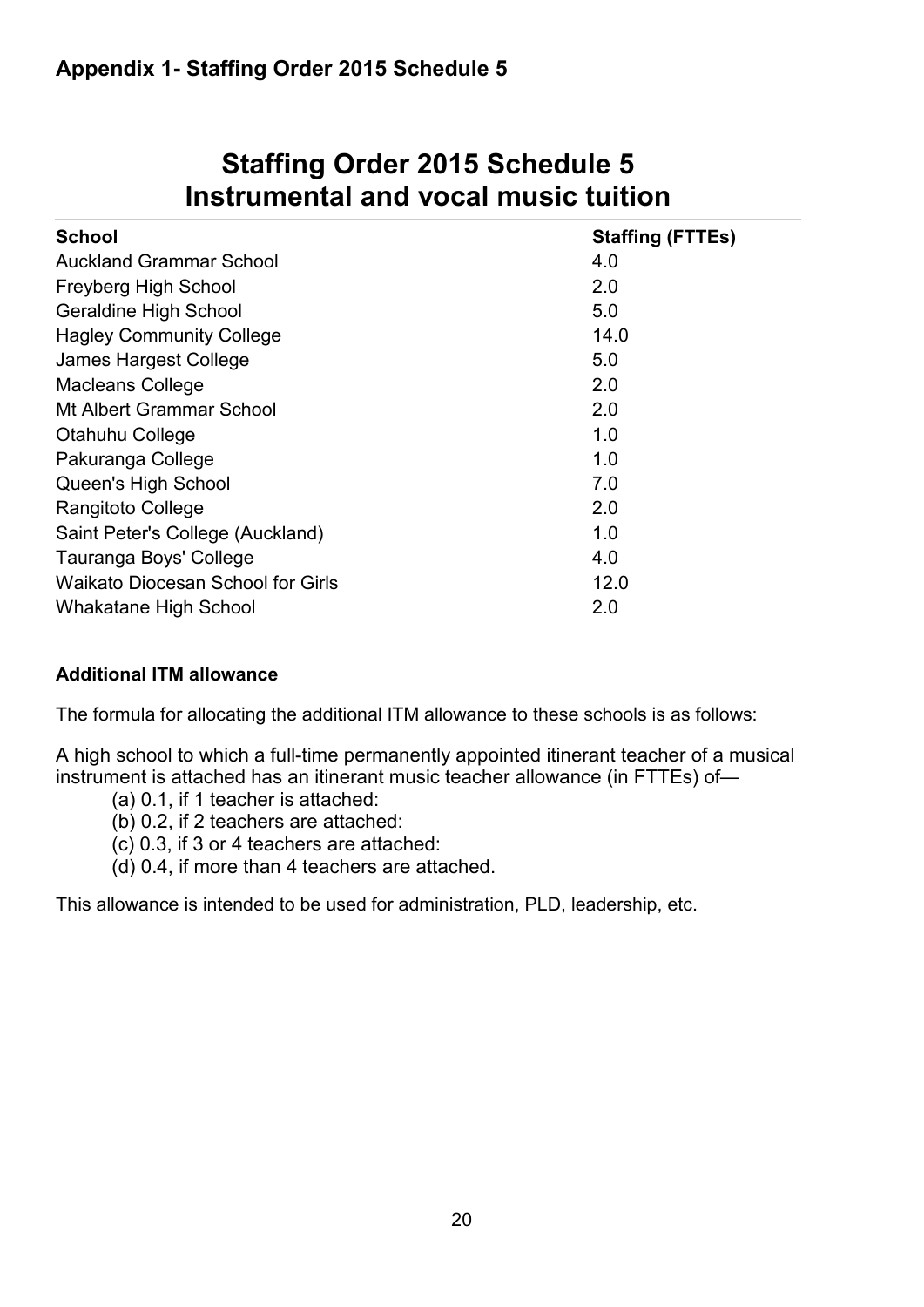## Appendix 1- Staffing Order 2015 Schedule 5

# Staffing Order 2015 Schedule 5
# Instrumental and vocal music tuition

| School | Staffing (FTTEs) |
|---|---|
| Auckland Grammar School | 4.0 |
| Freyberg High School | 2.0 |
| Geraldine High School | 5.0 |
| Hagley Community College | 14.0 |
| James Hargest College | 5.0 |
| Macleans College | 2.0 |
| Mt Albert Grammar School | 2.0 |
| Otahuhu College | 1.0 |
| Pakuranga College | 1.0 |
| Queen's High School | 7.0 |
| Rangitoto College | 2.0 |
| Saint Peter's College (Auckland) | 1.0 |
| Tauranga Boys' College | 4.0 |
| Waikato Diocesan School for Girls | 12.0 |
| Whakatane High School | 2.0 |

**Additional ITM allowance**

The formula for allocating the additional ITM allowance to these schools is as follows:

A high school to which a full-time permanently appointed itinerant teacher of a musical instrument is attached has an itinerant music teacher allowance (in FTTEs) of—

(a) 0.1, if 1 teacher is attached:
(b) 0.2, if 2 teachers are attached:
(c) 0.3, if 3 or 4 teachers are attached:
(d) 0.4, if more than 4 teachers are attached.

This allowance is intended to be used for administration, PLD, leadership, etc.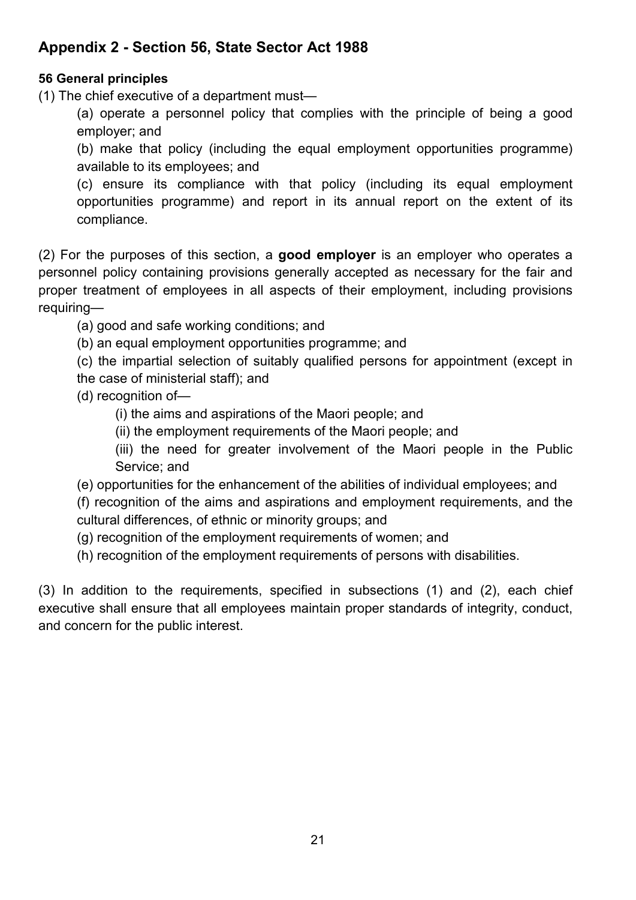## Appendix 2 - Section 56, State Sector Act 1988

**56 General principles**

(1) The chief executive of a department must—

(a) operate a personnel policy that complies with the principle of being a good employer; and

(b) make that policy (including the equal employment opportunities programme) available to its employees; and

(c) ensure its compliance with that policy (including its equal employment opportunities programme) and report in its annual report on the extent of its compliance.

(2) For the purposes of this section, a **good employer** is an employer who operates a personnel policy containing provisions generally accepted as necessary for the fair and proper treatment of employees in all aspects of their employment, including provisions requiring—

(a) good and safe working conditions; and

(b) an equal employment opportunities programme; and

(c) the impartial selection of suitably qualified persons for appointment (except in the case of ministerial staff); and

(d) recognition of—

(i) the aims and aspirations of the Maori people; and

(ii) the employment requirements of the Maori people; and

(iii) the need for greater involvement of the Maori people in the Public Service; and

(e) opportunities for the enhancement of the abilities of individual employees; and

(f) recognition of the aims and aspirations and employment requirements, and the cultural differences, of ethnic or minority groups; and

(g) recognition of the employment requirements of women; and

(h) recognition of the employment requirements of persons with disabilities.

(3) In addition to the requirements, specified in subsections (1) and (2), each chief executive shall ensure that all employees maintain proper standards of integrity, conduct, and concern for the public interest.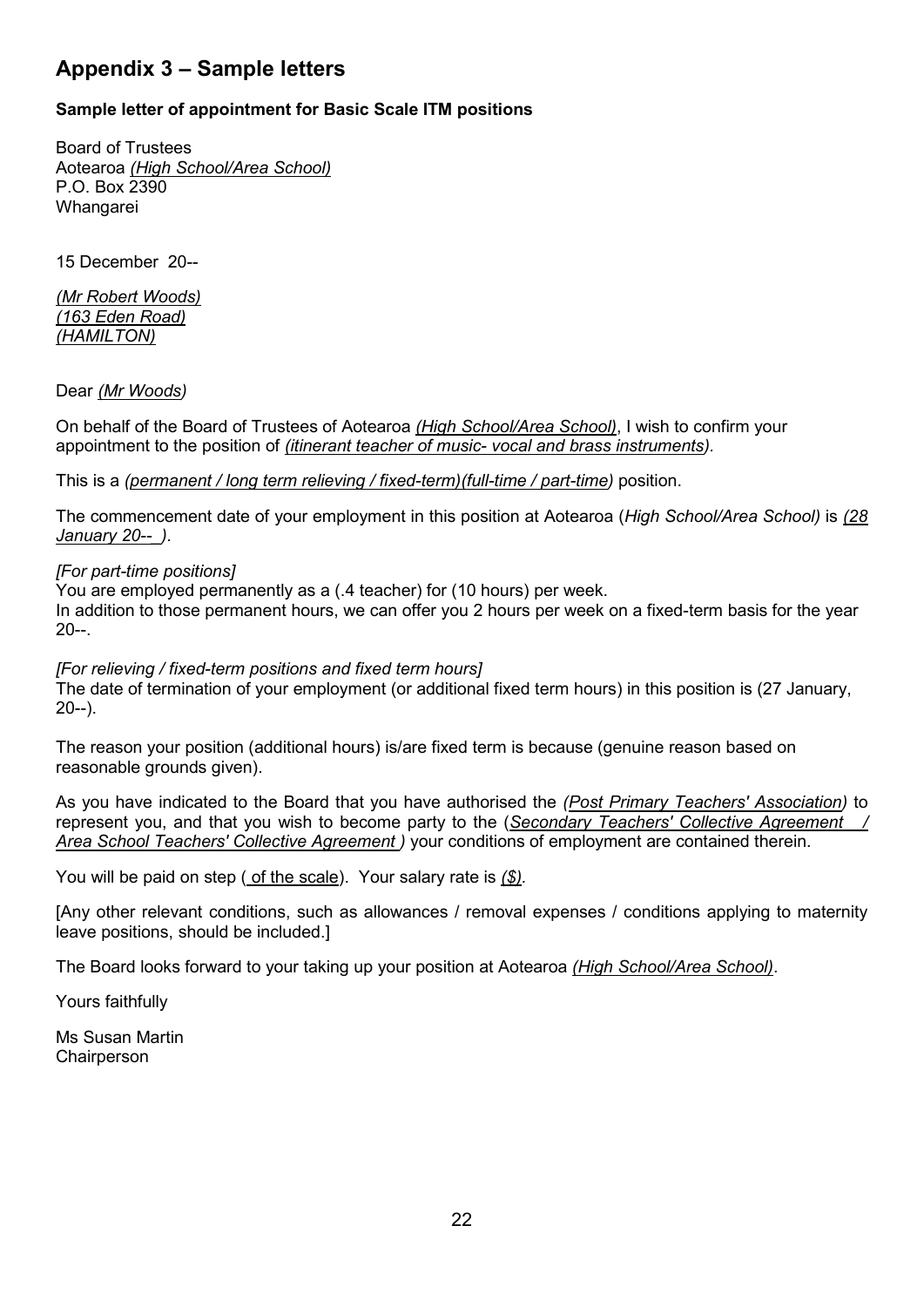## Appendix 3 – Sample letters

**Sample letter of appointment for Basic Scale ITM positions**

Board of Trustees
Aotearoa *(High School/Area School)*
P.O. Box 2390
Whangarei

15 December 20--

*(Mr Robert Woods)*
*(163 Eden Road)*
*(HAMILTON)*

Dear *(Mr Woods)*

On behalf of the Board of Trustees of Aotearoa *(High School/Area School)*, I wish to confirm your appointment to the position of *(itinerant teacher of music- vocal and brass instruments)*.

This is a *(permanent / long term relieving / fixed-term)(full-time / part-time)* position.

The commencement date of your employment in this position at Aotearoa (*High School/Area School)* is *(28 January 20-- )*.

*[For part-time positions]*
You are employed permanently as a (.4 teacher) for (10 hours) per week.
In addition to those permanent hours, we can offer you 2 hours per week on a fixed-term basis for the year 20--.

*[For relieving / fixed-term positions and fixed term hours]*
The date of termination of your employment (or additional fixed term hours) in this position is (27 January, 20--).

The reason your position (additional hours) is/are fixed term is because (genuine reason based on reasonable grounds given).

As you have indicated to the Board that you have authorised the *(Post Primary Teachers' Association)* to represent you, and that you wish to become party to the (*Secondary Teachers' Collective Agreement / Area School Teachers' Collective Agreement )* your conditions of employment are contained therein.

You will be paid on step ( of the scale). Your salary rate is *($)*.

[Any other relevant conditions, such as allowances / removal expenses / conditions applying to maternity leave positions, should be included.]

The Board looks forward to your taking up your position at Aotearoa *(High School/Area School)*.

Yours faithfully

Ms Susan Martin
Chairperson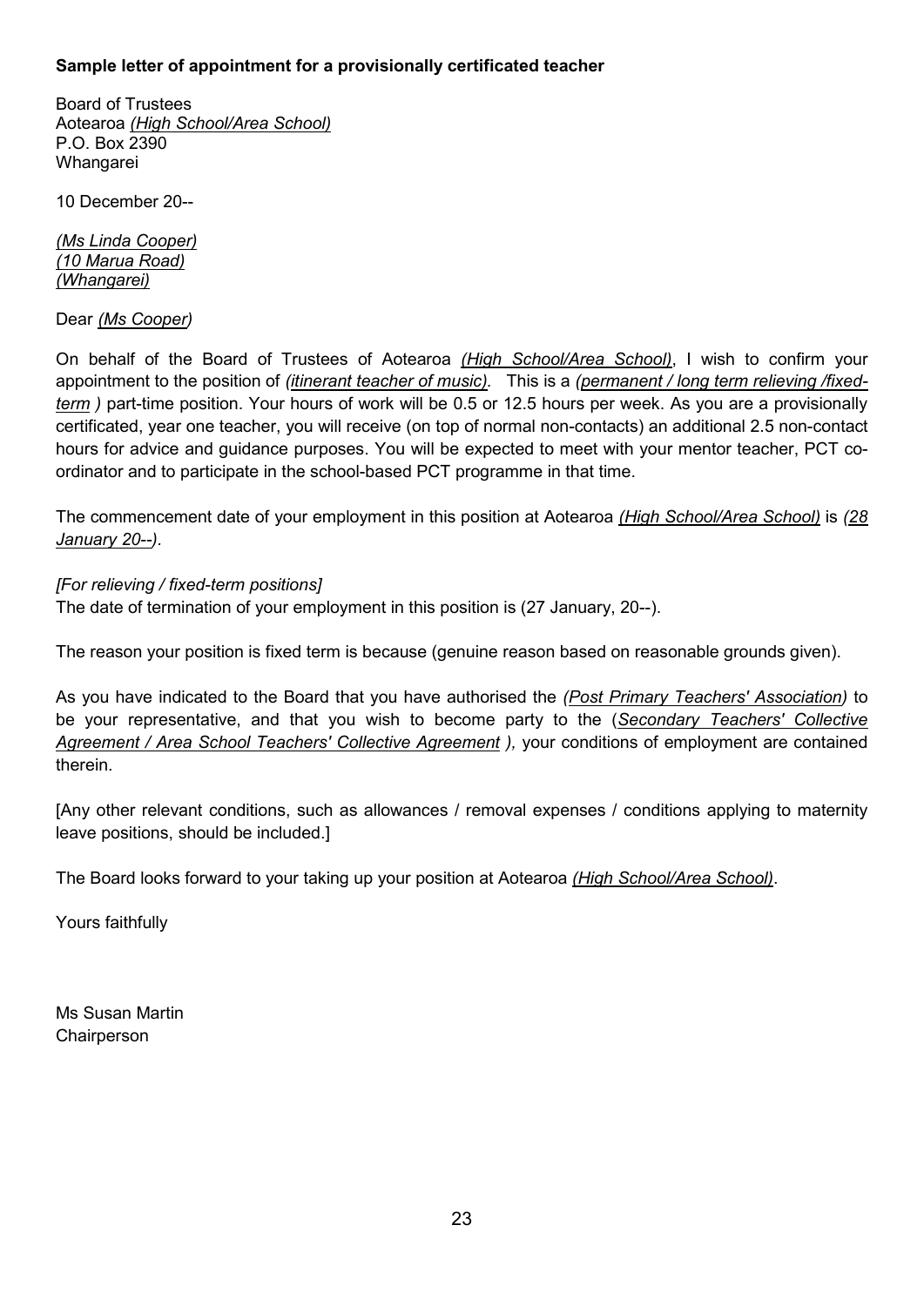**Sample letter of appointment for a provisionally certificated teacher**

Board of Trustees
Aotearoa *(High School/Area School)*
P.O. Box 2390
Whangarei

10 December 20--

*(Ms Linda Cooper)*
*(10 Marua Road)*
*(Whangarei)*

Dear *(Ms Cooper)*

On behalf of the Board of Trustees of Aotearoa *(High School/Area School)*, I wish to confirm your appointment to the position of *(itinerant teacher of music).* This is a *(permanent / long term relieving /fixed-term )* part-time position. Your hours of work will be 0.5 or 12.5 hours per week. As you are a provisionally certificated, year one teacher, you will receive (on top of normal non-contacts) an additional 2.5 non-contact hours for advice and guidance purposes. You will be expected to meet with your mentor teacher, PCT co-ordinator and to participate in the school-based PCT programme in that time.

The commencement date of your employment in this position at Aotearoa *(High School/Area School)* is *(28 January 20--).*

*[For relieving / fixed-term positions]*
The date of termination of your employment in this position is (27 January, 20--).

The reason your position is fixed term is because (genuine reason based on reasonable grounds given).

As you have indicated to the Board that you have authorised the *(Post Primary Teachers' Association)* to be your representative, and that you wish to become party to the (*Secondary Teachers' Collective Agreement / Area School Teachers' Collective Agreement* ), your conditions of employment are contained therein.

[Any other relevant conditions, such as allowances / removal expenses / conditions applying to maternity leave positions, should be included.]

The Board looks forward to your taking up your position at Aotearoa *(High School/Area School)*.

Yours faithfully

Ms Susan Martin
Chairperson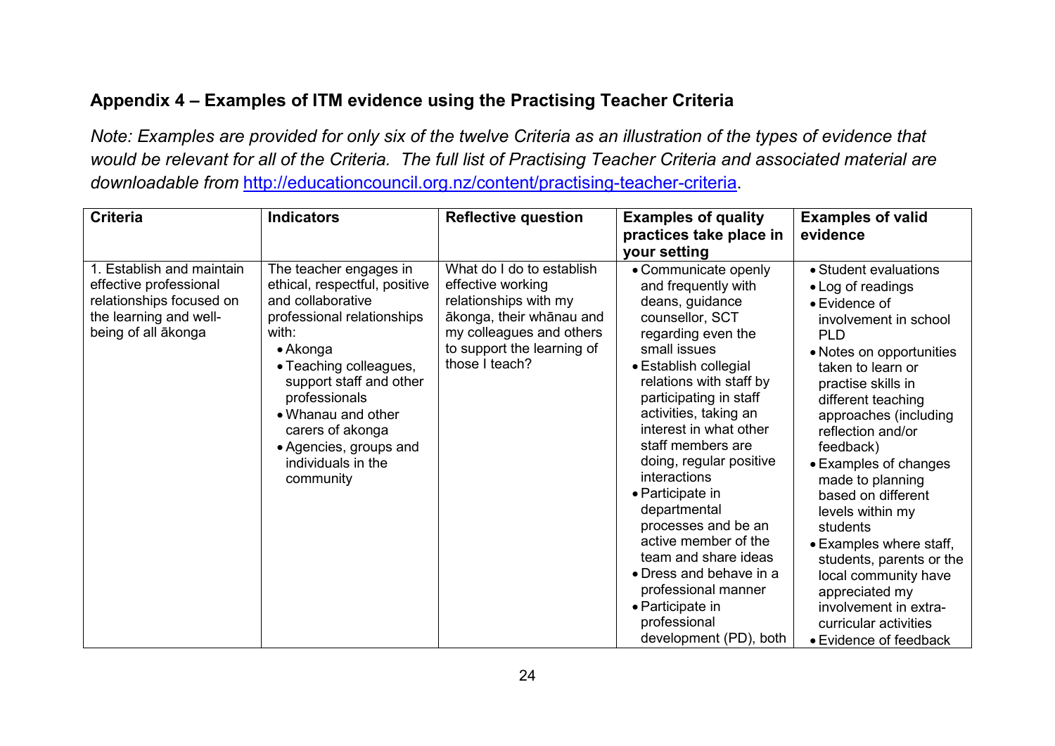## Appendix 4 – Examples of ITM evidence using the Practising Teacher Criteria

*Note: Examples are provided for only six of the twelve Criteria as an illustration of the types of evidence that would be relevant for all of the Criteria. The full list of Practising Teacher Criteria and associated material are downloadable from* [http://educationcouncil.org.nz/content/practising-teacher-criteria](http://educationcouncil.org.nz/content/practising-teacher-criteria).

| Criteria | Indicators | Reflective question | Examples of quality practices take place in your setting | Examples of valid evidence |
|---|---|---|---|---|
| 1. Establish and maintain effective professional relationships focused on the learning and well-being of all ākonga | The teacher engages in ethical, respectful, positive and collaborative professional relationships with:<br>• Akonga<br>• Teaching colleagues, support staff and other professionals<br>• Whanau and other carers of akonga<br>• Agencies, groups and individuals in the community | What do I do to establish effective working relationships with my ākonga, their whānau and my colleagues and others to support the learning of those I teach? | • Communicate openly and frequently with deans, guidance counsellor, SCT regarding even the small issues<br>• Establish collegial relations with staff by participating in staff activities, taking an interest in what other staff members are doing, regular positive interactions<br>• Participate in departmental processes and be an active member of the team and share ideas<br>• Dress and behave in a professional manner<br>• Participate in professional development (PD), both | • Student evaluations<br>• Log of readings<br>• Evidence of involvement in school PLD<br>• Notes on opportunities taken to learn or practise skills in different teaching approaches (including reflection and/or feedback)<br>• Examples of changes made to planning based on different levels within my students<br>• Examples where staff, students, parents or the local community have appreciated my involvement in extra-curricular activities<br>• Evidence of feedback |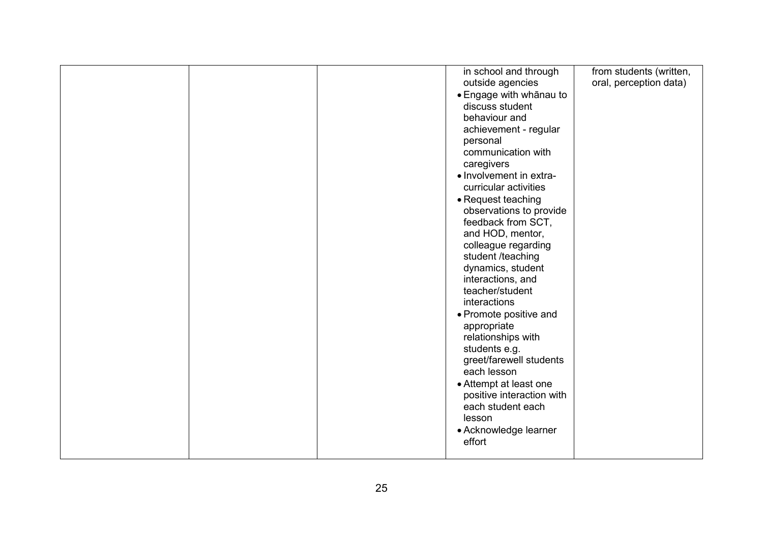| | | | | |
|---|---|---|---|---|
| | | | in school and through outside agencies<br>• Engage with whānau to discuss student behaviour and achievement - regular personal communication with caregivers<br>• Involvement in extra-curricular activities<br>• Request teaching observations to provide feedback from SCT, and HOD, mentor, colleague regarding student /teaching dynamics, student interactions, and teacher/student interactions<br>• Promote positive and appropriate relationships with students e.g. greet/farewell students each lesson<br>• Attempt at least one positive interaction with each student each lesson<br>• Acknowledge learner effort | from students (written, oral, perception data) |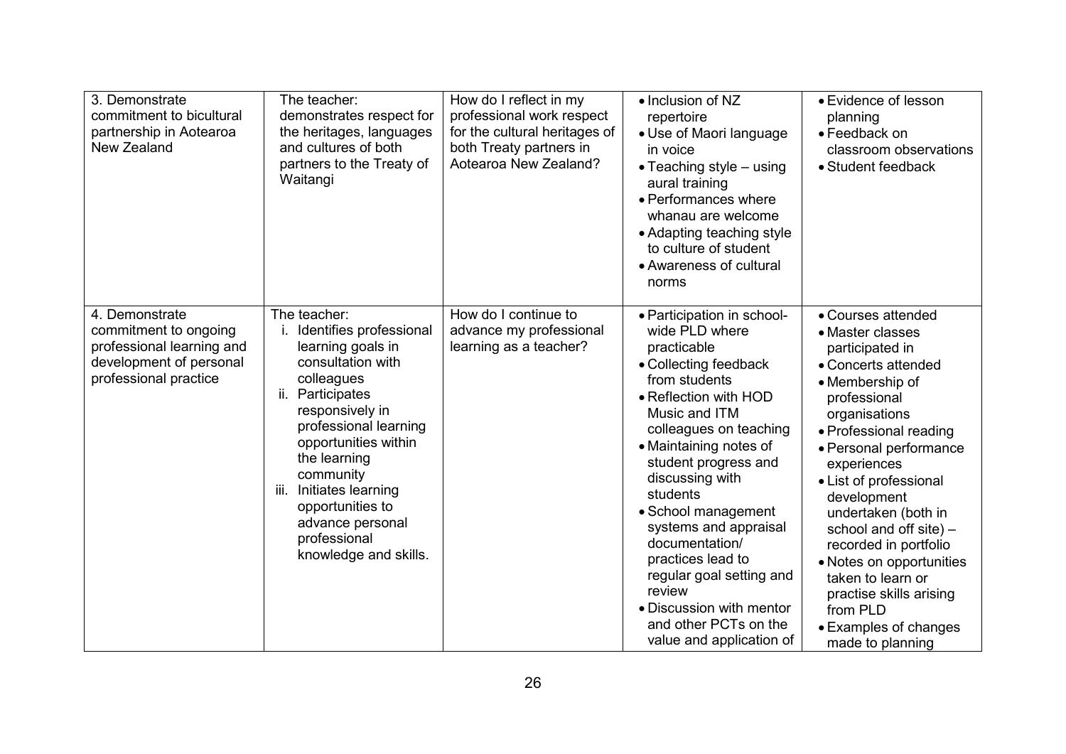| | | | | |
|---|---|---|---|---|
| 3. Demonstrate commitment to bicultural partnership in Aotearoa New Zealand | The teacher: demonstrates respect for the heritages, languages and cultures of both partners to the Treaty of Waitangi | How do I reflect in my professional work respect for the cultural heritages of both Treaty partners in Aotearoa New Zealand? | • Inclusion of NZ repertoire<br>• Use of Maori language in voice<br>• Teaching style – using aural training<br>• Performances where whanau are welcome<br>• Adapting teaching style to culture of student<br>• Awareness of cultural norms | • Evidence of lesson planning<br>• Feedback on classroom observations<br>• Student feedback |
| 4. Demonstrate commitment to ongoing professional learning and development of personal professional practice | The teacher:<br>i. Identifies professional learning goals in consultation with colleagues<br>ii. Participates responsively in professional learning opportunities within the learning community<br>iii. Initiates learning opportunities to advance personal professional knowledge and skills. | How do I continue to advance my professional learning as a teacher? | • Participation in school-wide PLD where practicable<br>• Collecting feedback from students<br>• Reflection with HOD Music and ITM colleagues on teaching<br>• Maintaining notes of student progress and discussing with students<br>• School management systems and appraisal documentation/ practices lead to regular goal setting and review<br>• Discussion with mentor and other PCTs on the value and application of | • Courses attended<br>• Master classes participated in<br>• Concerts attended<br>• Membership of professional organisations<br>• Professional reading<br>• Personal performance experiences<br>• List of professional development undertaken (both in school and off site) – recorded in portfolio<br>• Notes on opportunities taken to learn or practise skills arising from PLD<br>• Examples of changes made to planning |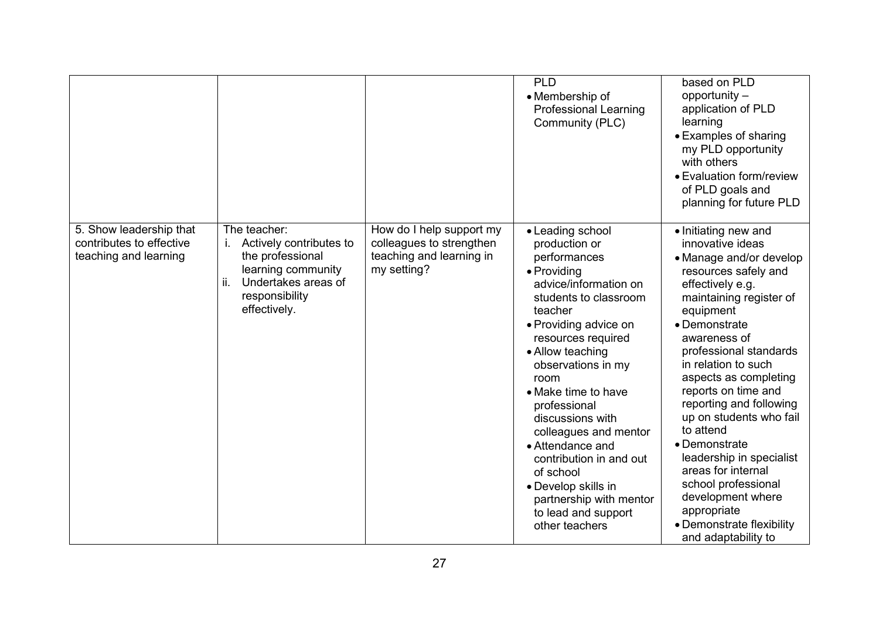| | | | | |
|---|---|---|---|---|
| | | | PLD<br>• Membership of Professional Learning Community (PLC) | based on PLD opportunity – application of PLD learning<br>• Examples of sharing my PLD opportunity with others<br>• Evaluation form/review of PLD goals and planning for future PLD |
| 5. Show leadership that contributes to effective teaching and learning | The teacher:<br>i. Actively contributes to the professional learning community<br>ii. Undertakes areas of responsibility effectively. | How do I help support my colleagues to strengthen teaching and learning in my setting? | • Leading school production or performances<br>• Providing advice/information on students to classroom teacher<br>• Providing advice on resources required<br>• Allow teaching observations in my room<br>• Make time to have professional discussions with colleagues and mentor<br>• Attendance and contribution in and out of school<br>• Develop skills in partnership with mentor to lead and support other teachers | • Initiating new and innovative ideas<br>• Manage and/or develop resources safely and effectively e.g. maintaining register of equipment<br>• Demonstrate awareness of professional standards in relation to such aspects as completing reports on time and reporting and following up on students who fail to attend<br>• Demonstrate leadership in specialist areas for internal school professional development where appropriate<br>• Demonstrate flexibility and adaptability to |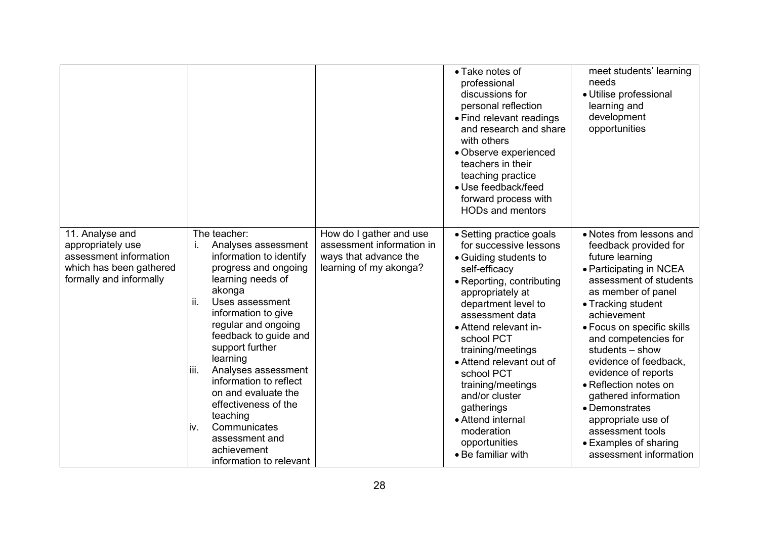| | | | | |
|---|---|---|---|---|
| | | | • Take notes of professional discussions for personal reflection<br>• Find relevant readings and research and share with others<br>• Observe experienced teachers in their teaching practice<br>• Use feedback/feed forward process with HODs and mentors | meet students' learning needs<br>• Utilise professional learning and development opportunities |
| 11. Analyse and appropriately use assessment information which has been gathered formally and informally | The teacher:<br>i. Analyses assessment information to identify progress and ongoing learning needs of akonga<br>ii. Uses assessment information to give regular and ongoing feedback to guide and support further learning<br>iii. Analyses assessment information to reflect on and evaluate the effectiveness of the teaching<br>iv. Communicates assessment and achievement information to relevant | How do I gather and use assessment information in ways that advance the learning of my akonga? | • Setting practice goals for successive lessons<br>• Guiding students to self-efficacy<br>• Reporting, contributing appropriately at department level to assessment data<br>• Attend relevant in-school PCT training/meetings<br>• Attend relevant out of school PCT training/meetings and/or cluster gatherings<br>• Attend internal moderation opportunities<br>• Be familiar with | • Notes from lessons and feedback provided for future learning<br>• Participating in NCEA assessment of students as member of panel<br>• Tracking student achievement<br>• Focus on specific skills and competencies for students – show evidence of feedback, evidence of reports<br>• Reflection notes on gathered information<br>• Demonstrates appropriate use of assessment tools<br>• Examples of sharing assessment information |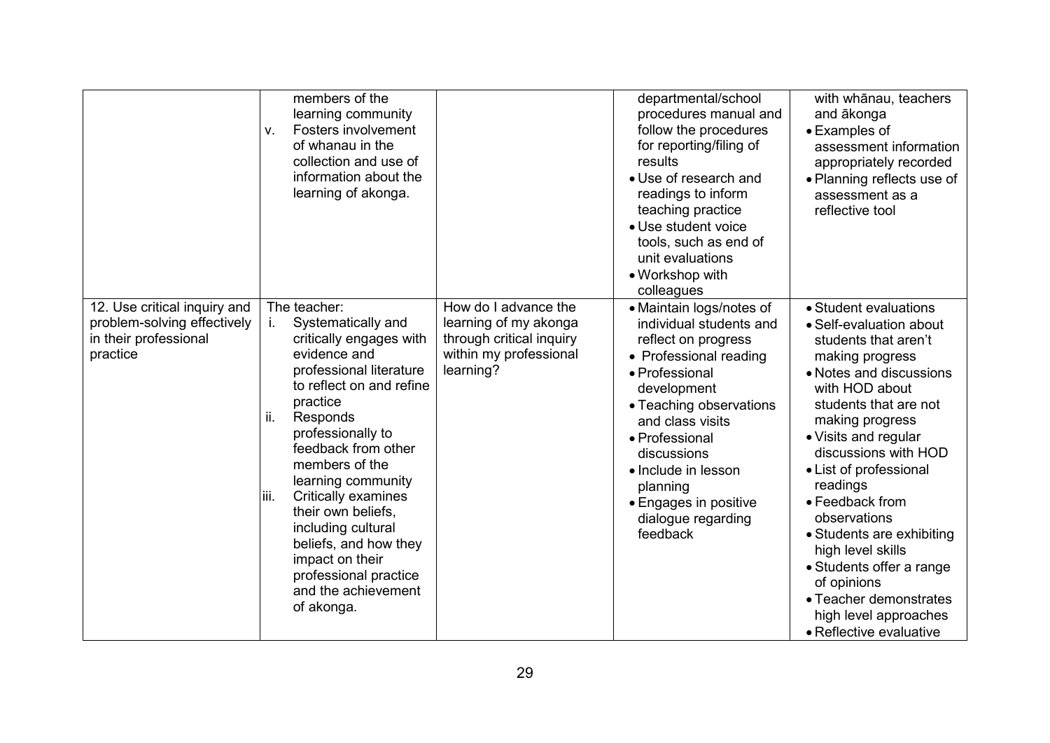| | | | | |
|---|---|---|---|---|
| | members of the learning community<br>v. Fosters involvement of whanau in the collection and use of information about the learning of akonga. | | departmental/school procedures manual and follow the procedures for reporting/filing of results<br>• Use of research and readings to inform teaching practice<br>• Use student voice tools, such as end of unit evaluations<br>• Workshop with colleagues | with whānau, teachers and ākonga<br>• Examples of assessment information appropriately recorded<br>• Planning reflects use of assessment as a reflective tool |
| 12. Use critical inquiry and problem-solving effectively in their professional practice | The teacher:<br>i. Systematically and critically engages with evidence and professional literature to reflect on and refine practice<br>ii. Responds professionally to feedback from other members of the learning community<br>iii. Critically examines their own beliefs, including cultural beliefs, and how they impact on their professional practice and the achievement of akonga. | How do I advance the learning of my akonga through critical inquiry within my professional learning? | • Maintain logs/notes of individual students and reflect on progress<br>• Professional reading<br>• Professional development<br>• Teaching observations and class visits<br>• Professional discussions<br>• Include in lesson planning<br>• Engages in positive dialogue regarding feedback | • Student evaluations<br>• Self-evaluation about students that aren't making progress<br>• Notes and discussions with HOD about students that are not making progress<br>• Visits and regular discussions with HOD<br>• List of professional readings<br>• Feedback from observations<br>• Students are exhibiting high level skills<br>• Students offer a range of opinions<br>• Teacher demonstrates high level approaches<br>• Reflective evaluative |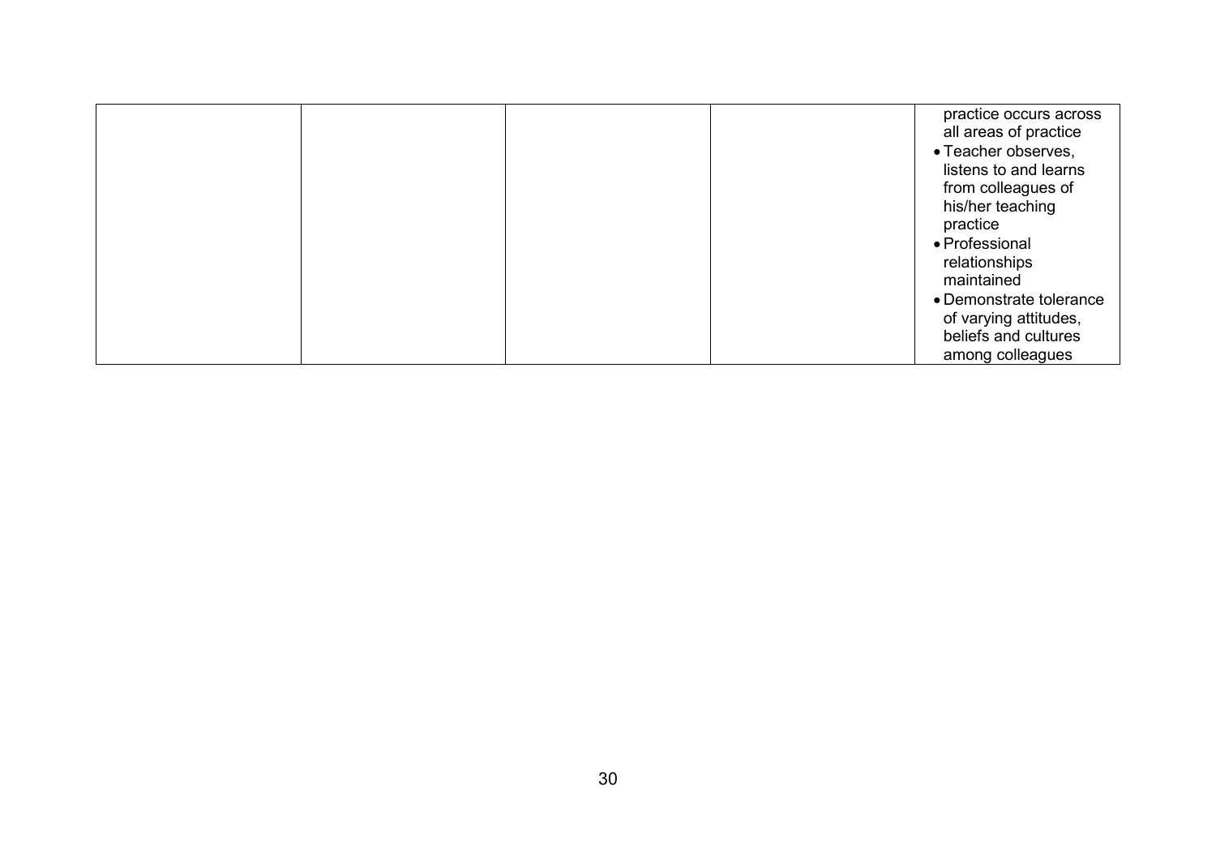| | | | | |
|---|---|---|---|---|
| | | | | practice occurs across all areas of practice<br>• Teacher observes, listens to and learns from colleagues of his/her teaching practice<br>• Professional relationships maintained<br>• Demonstrate tolerance of varying attitudes, beliefs and cultures among colleagues |